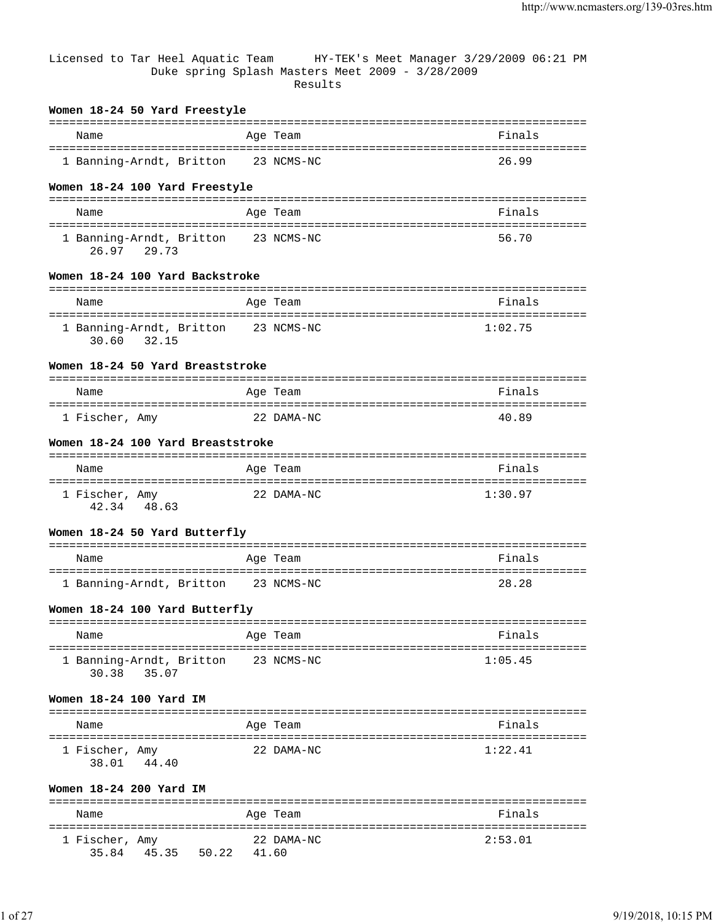Licensed to Tar Heel Aquatic Team HY-TEK's Meet Manager 3/29/2009 06:21 PM

Duke spring Splash Masters Meet 2009 - 3/28/2009

Results

### Women 18-24 50 Yard Freestyle

| Name | Age | Team | Finals |
|---|---|---|---|
| 1 Banning-Arndt, Britton | 23 | NCMS-NC | 26.99 |

### Women 18-24 100 Yard Freestyle

| Name | Age | Team | Finals |
|---|---|---|---|
| 1 Banning-Arndt, Britton | 23 | NCMS-NC | 56.70 |
| 26.97 29.73 | | | |

### Women 18-24 100 Yard Backstroke

| Name | Age | Team | Finals |
|---|---|---|---|
| 1 Banning-Arndt, Britton | 23 | NCMS-NC | 1:02.75 |
| 30.60 32.15 | | | |

### Women 18-24 50 Yard Breaststroke

| Name | Age | Team | Finals |
|---|---|---|---|
| 1 Fischer, Amy | 22 | DAMA-NC | 40.89 |

### Women 18-24 100 Yard Breaststroke

| Name | Age | Team | Finals |
|---|---|---|---|
| 1 Fischer, Amy | 22 | DAMA-NC | 1:30.97 |
| 42.34 48.63 | | | |

### Women 18-24 50 Yard Butterfly

| Name | Age | Team | Finals |
|---|---|---|---|
| 1 Banning-Arndt, Britton | 23 | NCMS-NC | 28.28 |

### Women 18-24 100 Yard Butterfly

| Name | Age | Team | Finals |
|---|---|---|---|
| 1 Banning-Arndt, Britton | 23 | NCMS-NC | 1:05.45 |
| 30.38 35.07 | | | |

### Women 18-24 100 Yard IM

| Name | Age | Team | Finals |
|---|---|---|---|
| 1 Fischer, Amy | 22 | DAMA-NC | 1:22.41 |
| 38.01 44.40 | | | |

### Women 18-24 200 Yard IM

| Name | Age | Team | Finals |
|---|---|---|---|
| 1 Fischer, Amy | 22 | DAMA-NC | 2:53.01 |
| 35.84 45.35 50.22 41.60 | | | |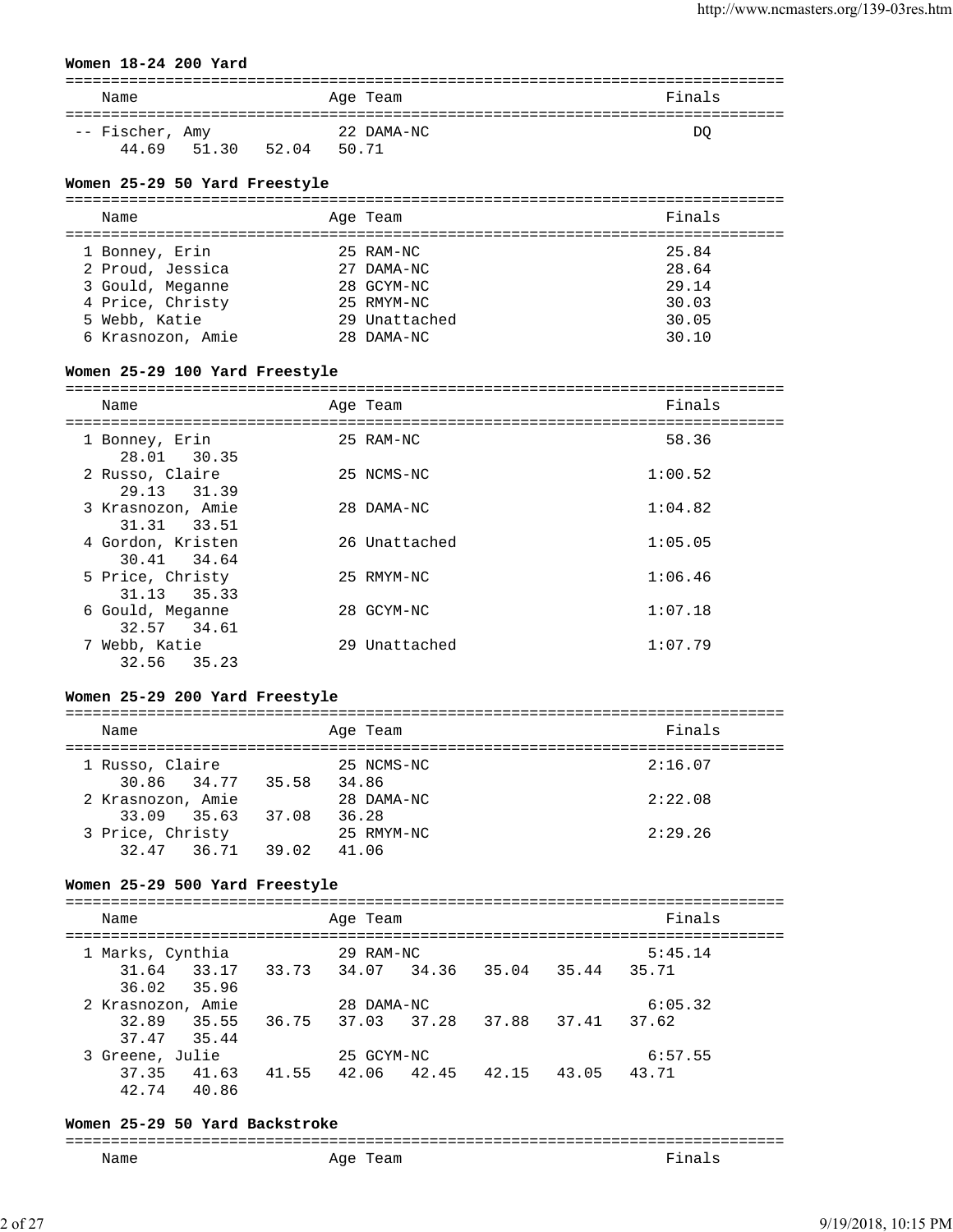**Women 18-24 200 Yard**

| Name | Age | Team | Finals |
|---|---|---|---|
| -- Fischer, Amy | 22 | DAMA-NC | DQ |
| 44.69  51.30  52.04  50.71 | | | |

**Women 25-29 50 Yard Freestyle**

| Name | Age | Team | Finals |
|---|---|---|---|
| 1 Bonney, Erin | 25 | RAM-NC | 25.84 |
| 2 Proud, Jessica | 27 | DAMA-NC | 28.64 |
| 3 Gould, Meganne | 28 | GCYM-NC | 29.14 |
| 4 Price, Christy | 25 | RMYM-NC | 30.03 |
| 5 Webb, Katie | 29 | Unattached | 30.05 |
| 6 Krasnozon, Amie | 28 | DAMA-NC | 30.10 |

**Women 25-29 100 Yard Freestyle**

| Name | Age | Team | Finals |
|---|---|---|---|
| 1 Bonney, Erin | 25 | RAM-NC | 58.36 |
| 28.01  30.35 | | | |
| 2 Russo, Claire | 25 | NCMS-NC | 1:00.52 |
| 29.13  31.39 | | | |
| 3 Krasnozon, Amie | 28 | DAMA-NC | 1:04.82 |
| 31.31  33.51 | | | |
| 4 Gordon, Kristen | 26 | Unattached | 1:05.05 |
| 30.41  34.64 | | | |
| 5 Price, Christy | 25 | RMYM-NC | 1:06.46 |
| 31.13  35.33 | | | |
| 6 Gould, Meganne | 28 | GCYM-NC | 1:07.18 |
| 32.57  34.61 | | | |
| 7 Webb, Katie | 29 | Unattached | 1:07.79 |
| 32.56  35.23 | | | |

**Women 25-29 200 Yard Freestyle**

| Name | Age | Team | Finals |
|---|---|---|---|
| 1 Russo, Claire | 25 | NCMS-NC | 2:16.07 |
| 30.86  34.77  35.58  34.86 | | | |
| 2 Krasnozon, Amie | 28 | DAMA-NC | 2:22.08 |
| 33.09  35.63  37.08  36.28 | | | |
| 3 Price, Christy | 25 | RMYM-NC | 2:29.26 |
| 32.47  36.71  39.02  41.06 | | | |

**Women 25-29 500 Yard Freestyle**

| Name | Age | Team | Finals |
|---|---|---|---|
| 1 Marks, Cynthia | 29 | RAM-NC | 5:45.14 |
| 31.64  33.17  33.73  34.07  34.36  35.04  35.44  35.71  36.02  35.96 | | | |
| 2 Krasnozon, Amie | 28 | DAMA-NC | 6:05.32 |
| 32.89  35.55  36.75  37.03  37.28  37.88  37.41  37.62  37.47  35.44 | | | |
| 3 Greene, Julie | 25 | GCYM-NC | 6:57.55 |
| 37.35  41.63  41.55  42.06  42.45  42.15  43.05  43.71  42.74  40.86 | | | |

**Women 25-29 50 Yard Backstroke**

| Name | Age | Team | Finals |
|---|---|---|---|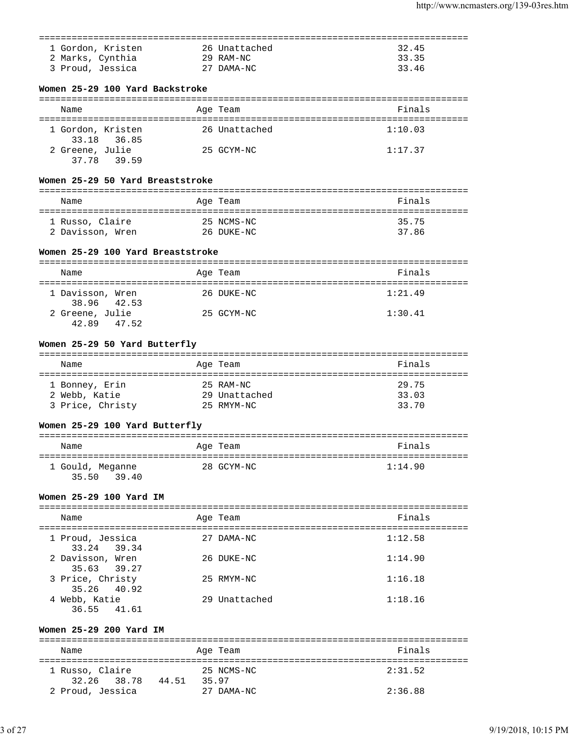| Name | Age | Team | Finals |
|---|---|---|---|
| 1 Gordon, Kristen | 26 | Unattached | 32.45 |
| 2 Marks, Cynthia | 29 | RAM-NC | 33.35 |
| 3 Proud, Jessica | 27 | DAMA-NC | 33.46 |

**Women 25-29 100 Yard Backstroke**

| Name | Age | Team | Finals |
|---|---|---|---|
| 1 Gordon, Kristen | 26 | Unattached | 1:10.03 |
| 33.18 36.85 | | | |
| 2 Greene, Julie | 25 | GCYM-NC | 1:17.37 |
| 37.78 39.59 | | | |

**Women 25-29 50 Yard Breaststroke**

| Name | Age | Team | Finals |
|---|---|---|---|
| 1 Russo, Claire | 25 | NCMS-NC | 35.75 |
| 2 Davisson, Wren | 26 | DUKE-NC | 37.86 |

**Women 25-29 100 Yard Breaststroke**

| Name | Age | Team | Finals |
|---|---|---|---|
| 1 Davisson, Wren | 26 | DUKE-NC | 1:21.49 |
| 38.96 42.53 | | | |
| 2 Greene, Julie | 25 | GCYM-NC | 1:30.41 |
| 42.89 47.52 | | | |

**Women 25-29 50 Yard Butterfly**

| Name | Age | Team | Finals |
|---|---|---|---|
| 1 Bonney, Erin | 25 | RAM-NC | 29.75 |
| 2 Webb, Katie | 29 | Unattached | 33.03 |
| 3 Price, Christy | 25 | RMYM-NC | 33.70 |

**Women 25-29 100 Yard Butterfly**

| Name | Age | Team | Finals |
|---|---|---|---|
| 1 Gould, Meganne | 28 | GCYM-NC | 1:14.90 |
| 35.50 39.40 | | | |

**Women 25-29 100 Yard IM**

| Name | Age | Team | Finals |
|---|---|---|---|
| 1 Proud, Jessica | 27 | DAMA-NC | 1:12.58 |
| 33.24 39.34 | | | |
| 2 Davisson, Wren | 26 | DUKE-NC | 1:14.90 |
| 35.63 39.27 | | | |
| 3 Price, Christy | 25 | RMYM-NC | 1:16.18 |
| 35.26 40.92 | | | |
| 4 Webb, Katie | 29 | Unattached | 1:18.16 |
| 36.55 41.61 | | | |

**Women 25-29 200 Yard IM**

| Name | Age | Team | Finals |
|---|---|---|---|
| 1 Russo, Claire | 25 | NCMS-NC | 2:31.52 |
| 32.26 38.78 44.51 35.97 | | | |
| 2 Proud, Jessica | 27 | DAMA-NC | 2:36.88 |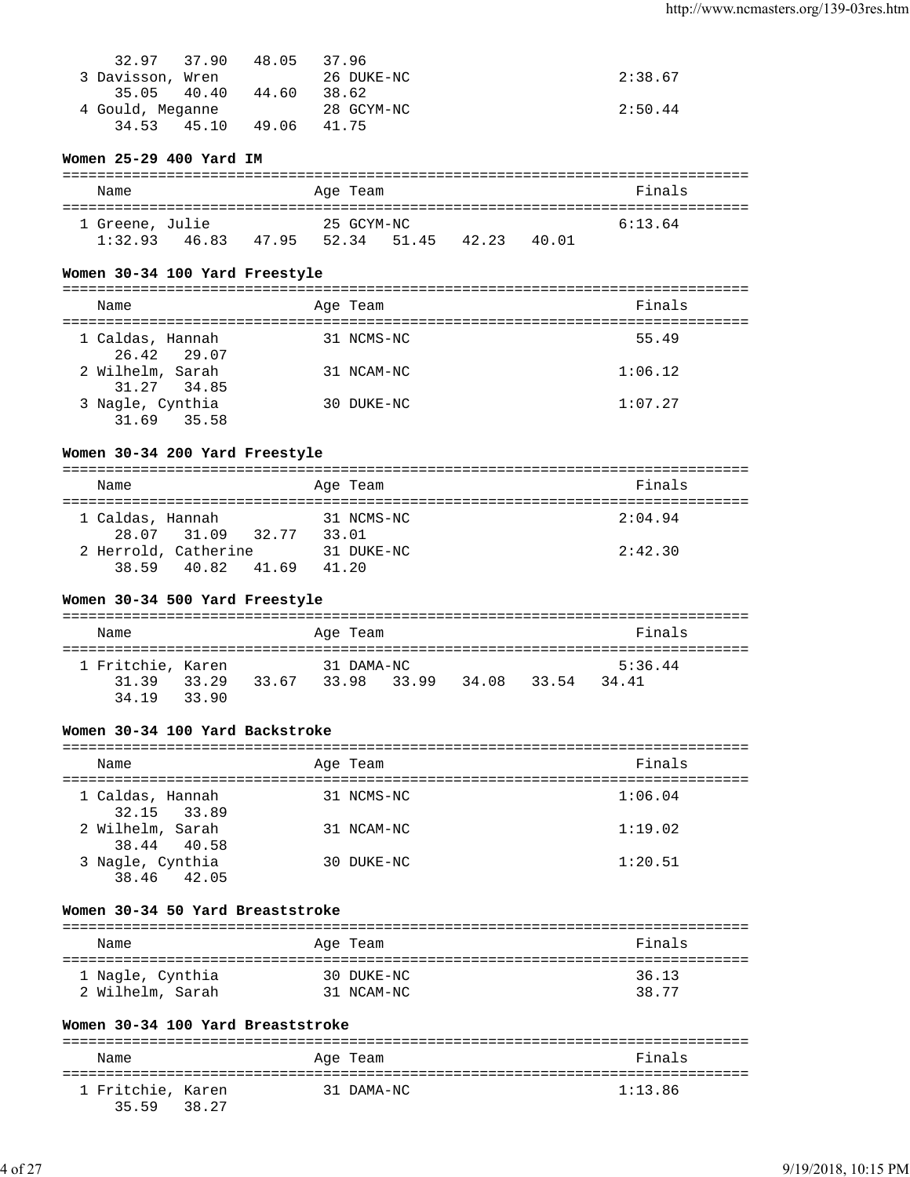```
     32.97   37.90   48.05   37.96
  3 Davisson, Wren           26 DUKE-NC                        2:38.67
     35.05   40.40   44.60   38.62
  4 Gould, Meganne           28 GCYM-NC                        2:50.44
     34.53   45.10   49.06   41.75
```

### Women 25-29 400 Yard IM

```
===============================================================================
    Name                    Age Team                                    Finals
===============================================================================
  1 Greene, Julie            25 GCYM-NC                        6:13.64
   1:32.93   46.83   47.95   52.34   51.45   42.23   40.01
```

### Women 30-34 100 Yard Freestyle

```
===============================================================================
    Name                    Age Team                                    Finals
===============================================================================
  1 Caldas, Hannah           31 NCMS-NC                          55.49
     26.42   29.07
  2 Wilhelm, Sarah           31 NCAM-NC                        1:06.12
     31.27   34.85
  3 Nagle, Cynthia           30 DUKE-NC                        1:07.27
     31.69   35.58
```

### Women 30-34 200 Yard Freestyle

```
===============================================================================
    Name                    Age Team                                    Finals
===============================================================================
  1 Caldas, Hannah           31 NCMS-NC                        2:04.94
     28.07   31.09   32.77   33.01
  2 Herrold, Catherine       31 DUKE-NC                        2:42.30
     38.59   40.82   41.69   41.20
```

### Women 30-34 500 Yard Freestyle

```
===============================================================================
    Name                    Age Team                                    Finals
===============================================================================
  1 Fritchie, Karen          31 DAMA-NC                        5:36.44
     31.39   33.29   33.67   33.98   33.99   34.08   33.54   34.41
     34.19   33.90
```

### Women 30-34 100 Yard Backstroke

```
===============================================================================
    Name                    Age Team                                    Finals
===============================================================================
  1 Caldas, Hannah           31 NCMS-NC                        1:06.04
     32.15   33.89
  2 Wilhelm, Sarah           31 NCAM-NC                        1:19.02
     38.44   40.58
  3 Nagle, Cynthia           30 DUKE-NC                        1:20.51
     38.46   42.05
```

### Women 30-34 50 Yard Breaststroke

```
===============================================================================
    Name                    Age Team                                    Finals
===============================================================================
  1 Nagle, Cynthia           30 DUKE-NC                          36.13
  2 Wilhelm, Sarah           31 NCAM-NC                          38.77
```

### Women 30-34 100 Yard Breaststroke

```
===============================================================================
    Name                    Age Team                                    Finals
===============================================================================
  1 Fritchie, Karen          31 DAMA-NC                        1:13.86
     35.59   38.27
```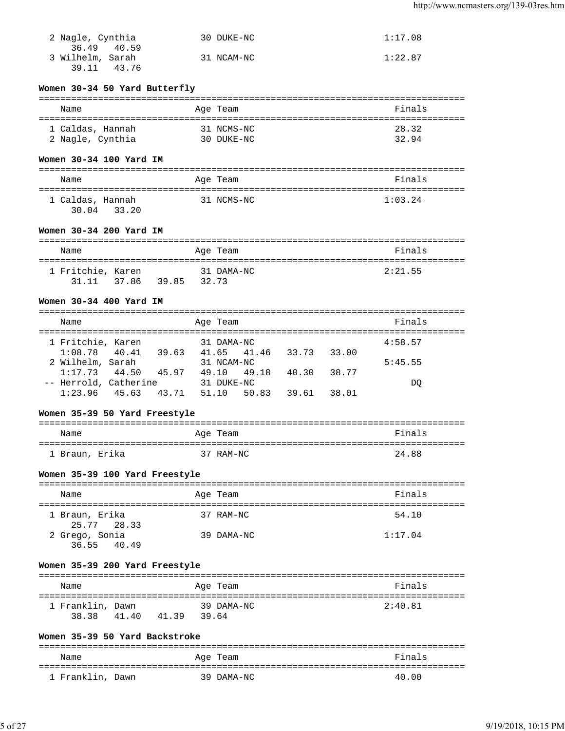```
  2 Nagle, Cynthia           30 DUKE-NC                        1:17.08
     36.49   40.59
  3 Wilhelm, Sarah           31 NCAM-NC                        1:22.87
     39.11   43.76
```

### Women 30-34 50 Yard Butterfly

| Name | Age | Team | Finals |
|---|---|---|---|
| 1 Caldas, Hannah | 31 | NCMS-NC | 28.32 |
| 2 Nagle, Cynthia | 30 | DUKE-NC | 32.94 |

### Women 30-34 100 Yard IM

| Name | Age | Team | Finals |
|---|---|---|---|
| 1 Caldas, Hannah | 31 | NCMS-NC | 1:03.24 |
| 30.04 33.20 | | | |

### Women 30-34 200 Yard IM

| Name | Age | Team | Finals |
|---|---|---|---|
| 1 Fritchie, Karen | 31 | DAMA-NC | 2:21.55 |
| 31.11 37.86 39.85 32.73 | | | |

### Women 30-34 400 Yard IM

| Name | Age | Team | Finals |
|---|---|---|---|
| 1 Fritchie, Karen | 31 | DAMA-NC | 4:58.57 |
| 1:08.78 40.41 39.63 41.65 41.46 33.73 33.00 | | | |
| 2 Wilhelm, Sarah | 31 | NCAM-NC | 5:45.55 |
| 1:17.73 44.50 45.97 49.10 49.18 40.30 38.77 | | | |
| -- Herrold, Catherine | 31 | DUKE-NC | DQ |
| 1:23.96 45.63 43.71 51.10 50.83 39.61 38.01 | | | |

### Women 35-39 50 Yard Freestyle

| Name | Age | Team | Finals |
|---|---|---|---|
| 1 Braun, Erika | 37 | RAM-NC | 24.88 |

### Women 35-39 100 Yard Freestyle

| Name | Age | Team | Finals |
|---|---|---|---|
| 1 Braun, Erika | 37 | RAM-NC | 54.10 |
| 25.77 28.33 | | | |
| 2 Grego, Sonia | 39 | DAMA-NC | 1:17.04 |
| 36.55 40.49 | | | |

### Women 35-39 200 Yard Freestyle

| Name | Age | Team | Finals |
|---|---|---|---|
| 1 Franklin, Dawn | 39 | DAMA-NC | 2:40.81 |
| 38.38 41.40 41.39 39.64 | | | |

### Women 35-39 50 Yard Backstroke

| Name | Age | Team | Finals |
|---|---|---|---|
| 1 Franklin, Dawn | 39 | DAMA-NC | 40.00 |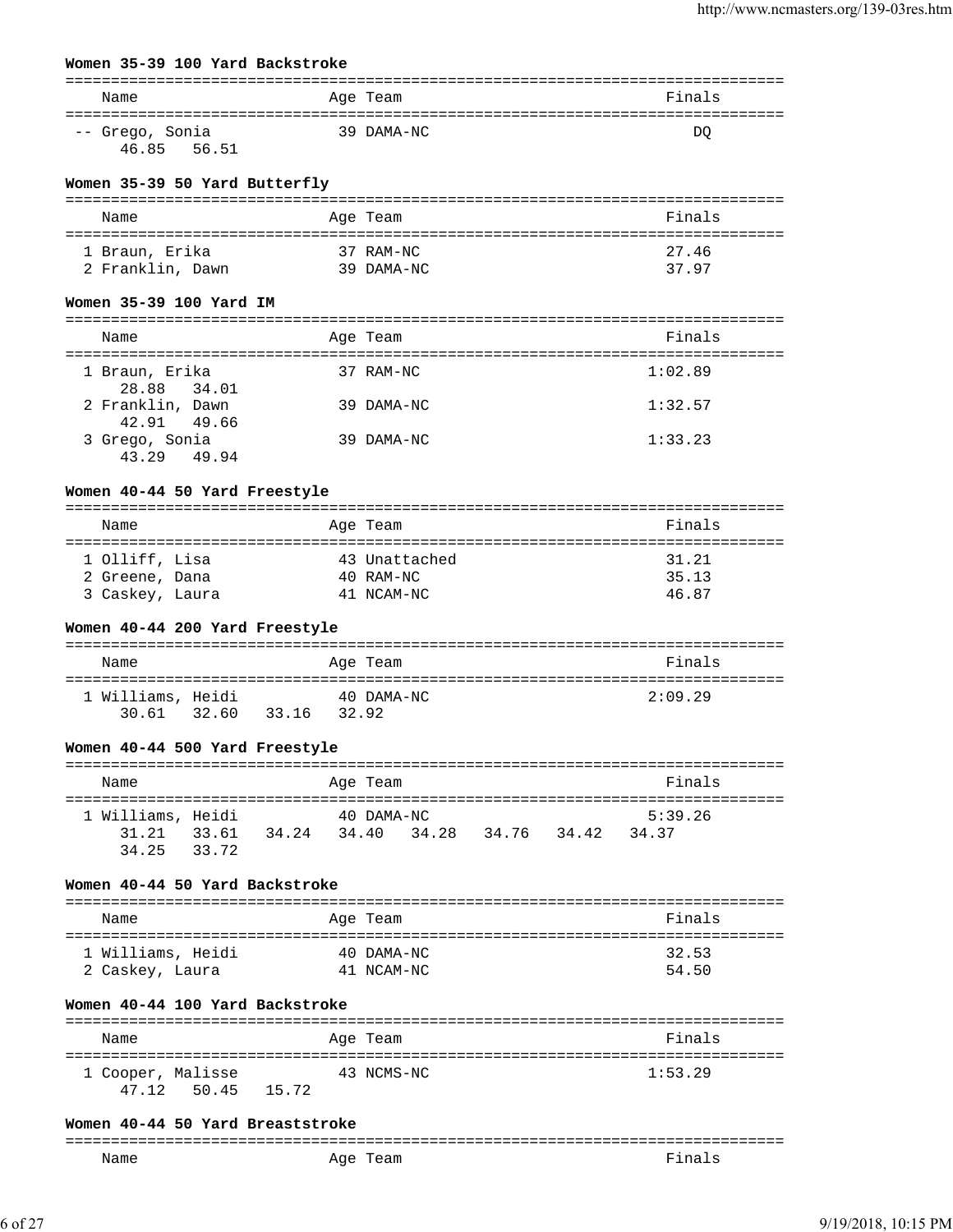### Women 35-39 100 Yard Backstroke

| | Name | Age | Team | Finals |
|---|---|---|---|---|
| -- | Grego, Sonia | 39 | DAMA-NC | DQ |
| | 46.85 56.51 | | | |

### Women 35-39 50 Yard Butterfly

| | Name | Age | Team | Finals |
|---|---|---|---|---|
| 1 | Braun, Erika | 37 | RAM-NC | 27.46 |
| 2 | Franklin, Dawn | 39 | DAMA-NC | 37.97 |

### Women 35-39 100 Yard IM

| | Name | Age | Team | Finals |
|---|---|---|---|---|
| 1 | Braun, Erika | 37 | RAM-NC | 1:02.89 |
| | 28.88 34.01 | | | |
| 2 | Franklin, Dawn | 39 | DAMA-NC | 1:32.57 |
| | 42.91 49.66 | | | |
| 3 | Grego, Sonia | 39 | DAMA-NC | 1:33.23 |
| | 43.29 49.94 | | | |

### Women 40-44 50 Yard Freestyle

| | Name | Age | Team | Finals |
|---|---|---|---|---|
| 1 | Olliff, Lisa | 43 | Unattached | 31.21 |
| 2 | Greene, Dana | 40 | RAM-NC | 35.13 |
| 3 | Caskey, Laura | 41 | NCAM-NC | 46.87 |

### Women 40-44 200 Yard Freestyle

| | Name | Age | Team | Finals |
|---|---|---|---|---|
| 1 | Williams, Heidi | 40 | DAMA-NC | 2:09.29 |
| | 30.61 32.60 33.16 32.92 | | | |

### Women 40-44 500 Yard Freestyle

| | Name | Age | Team | Finals |
|---|---|---|---|---|
| 1 | Williams, Heidi | 40 | DAMA-NC | 5:39.26 |
| | 31.21 33.61 34.24 34.40 34.28 34.76 34.42 34.37 | | | |
| | 34.25 33.72 | | | |

### Women 40-44 50 Yard Backstroke

| | Name | Age | Team | Finals |
|---|---|---|---|---|
| 1 | Williams, Heidi | 40 | DAMA-NC | 32.53 |
| 2 | Caskey, Laura | 41 | NCAM-NC | 54.50 |

### Women 40-44 100 Yard Backstroke

| | Name | Age | Team | Finals |
|---|---|---|---|---|
| 1 | Cooper, Malisse | 43 | NCMS-NC | 1:53.29 |
| | 47.12 50.45 15.72 | | | |

### Women 40-44 50 Yard Breaststroke

| | Name | Age | Team | Finals |
|---|---|---|---|---|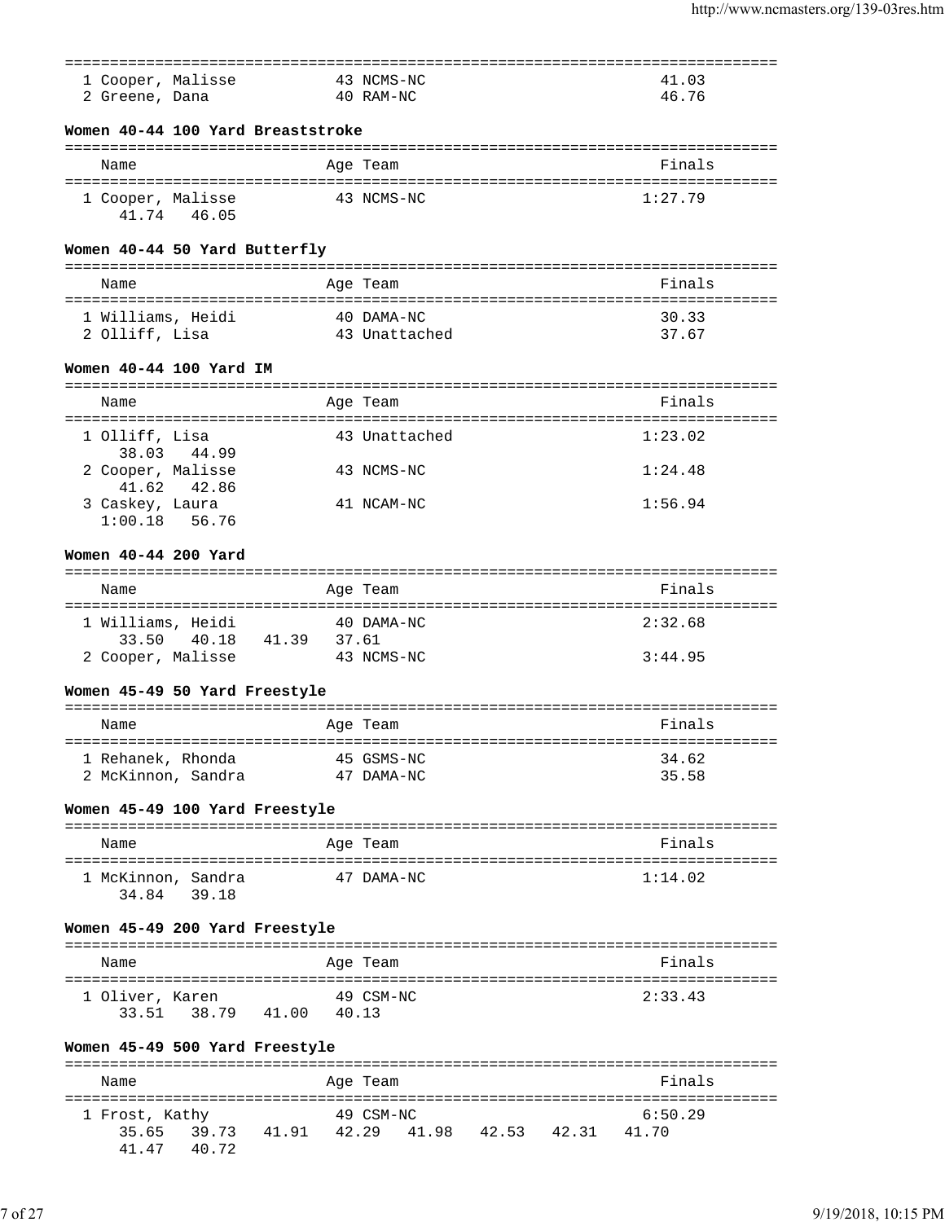| | Name | Age | Team | Finals |
|---|---|---|---|---|
| 1 | Cooper, Malisse | 43 | NCMS-NC | 41.03 |
| 2 | Greene, Dana | 40 | RAM-NC | 46.76 |

### Women 40-44 100 Yard Breaststroke

| | Name | Age | Team | Finals |
|---|---|---|---|---|
| 1 | Cooper, Malisse | 43 | NCMS-NC | 1:27.79 |
| | 41.74 46.05 | | | |

### Women 40-44 50 Yard Butterfly

| | Name | Age | Team | Finals |
|---|---|---|---|---|
| 1 | Williams, Heidi | 40 | DAMA-NC | 30.33 |
| 2 | Olliff, Lisa | 43 | Unattached | 37.67 |

### Women 40-44 100 Yard IM

| | Name | Age | Team | Finals |
|---|---|---|---|---|
| 1 | Olliff, Lisa | 43 | Unattached | 1:23.02 |
| | 38.03 44.99 | | | |
| 2 | Cooper, Malisse | 43 | NCMS-NC | 1:24.48 |
| | 41.62 42.86 | | | |
| 3 | Caskey, Laura | 41 | NCAM-NC | 1:56.94 |
| | 1:00.18 56.76 | | | |

### Women 40-44 200 Yard

| | Name | Age | Team | Finals |
|---|---|---|---|---|
| 1 | Williams, Heidi | 40 | DAMA-NC | 2:32.68 |
| | 33.50 40.18 41.39 37.61 | | | |
| 2 | Cooper, Malisse | 43 | NCMS-NC | 3:44.95 |

### Women 45-49 50 Yard Freestyle

| | Name | Age | Team | Finals |
|---|---|---|---|---|
| 1 | Rehanek, Rhonda | 45 | GSMS-NC | 34.62 |
| 2 | McKinnon, Sandra | 47 | DAMA-NC | 35.58 |

### Women 45-49 100 Yard Freestyle

| | Name | Age | Team | Finals |
|---|---|---|---|---|
| 1 | McKinnon, Sandra | 47 | DAMA-NC | 1:14.02 |
| | 34.84 39.18 | | | |

### Women 45-49 200 Yard Freestyle

| | Name | Age | Team | Finals |
|---|---|---|---|---|
| 1 | Oliver, Karen | 49 | CSM-NC | 2:33.43 |
| | 33.51 38.79 41.00 40.13 | | | |

### Women 45-49 500 Yard Freestyle

| | Name | Age | Team | Finals |
|---|---|---|---|---|
| 1 | Frost, Kathy | 49 | CSM-NC | 6:50.29 |
| | 35.65 39.73 41.91 42.29 41.98 42.53 42.31 41.70 | | | |
| | 41.47 40.72 | | | |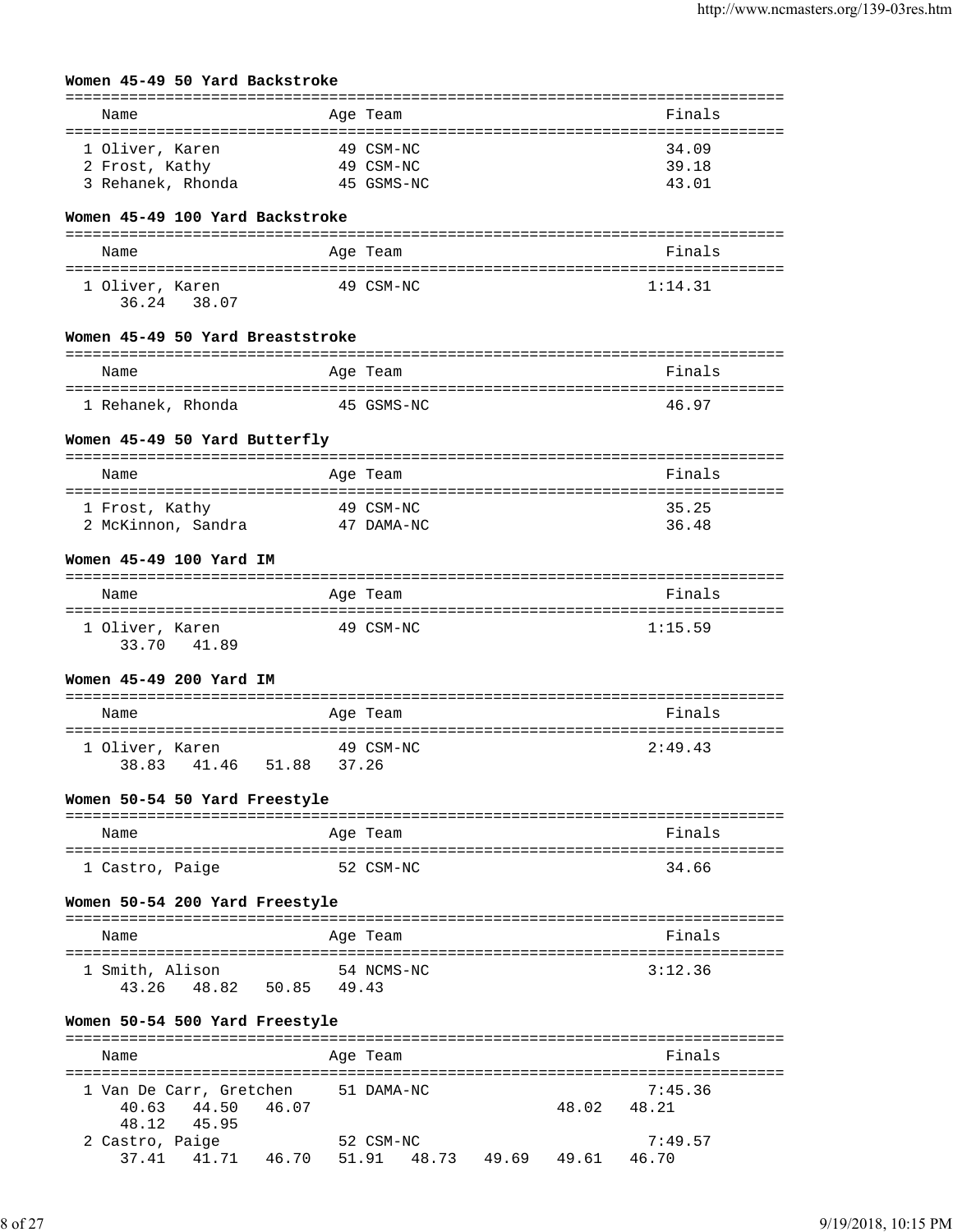### Women 45-49 50 Yard Backstroke

| Name | Age | Team | Finals |
|---|---|---|---|
| 1 Oliver, Karen | 49 | CSM-NC | 34.09 |
| 2 Frost, Kathy | 49 | CSM-NC | 39.18 |
| 3 Rehanek, Rhonda | 45 | GSMS-NC | 43.01 |

### Women 45-49 100 Yard Backstroke

| Name | Age | Team | Finals |
|---|---|---|---|
| 1 Oliver, Karen | 49 | CSM-NC | 1:14.31 |
| 36.24   38.07 | | | |

### Women 45-49 50 Yard Breaststroke

| Name | Age | Team | Finals |
|---|---|---|---|
| 1 Rehanek, Rhonda | 45 | GSMS-NC | 46.97 |

### Women 45-49 50 Yard Butterfly

| Name | Age | Team | Finals |
|---|---|---|---|
| 1 Frost, Kathy | 49 | CSM-NC | 35.25 |
| 2 McKinnon, Sandra | 47 | DAMA-NC | 36.48 |

### Women 45-49 100 Yard IM

| Name | Age | Team | Finals |
|---|---|---|---|
| 1 Oliver, Karen | 49 | CSM-NC | 1:15.59 |
| 33.70   41.89 | | | |

### Women 45-49 200 Yard IM

| Name | Age | Team | Finals |
|---|---|---|---|
| 1 Oliver, Karen | 49 | CSM-NC | 2:49.43 |
| 38.83   41.46   51.88   37.26 | | | |

### Women 50-54 50 Yard Freestyle

| Name | Age | Team | Finals |
|---|---|---|---|
| 1 Castro, Paige | 52 | CSM-NC | 34.66 |

### Women 50-54 200 Yard Freestyle

| Name | Age | Team | Finals |
|---|---|---|---|
| 1 Smith, Alison | 54 | NCMS-NC | 3:12.36 |
| 43.26   48.82   50.85   49.43 | | | |

### Women 50-54 500 Yard Freestyle

| Name | Age | Team | Finals |
|---|---|---|---|
| 1 Van De Carr, Gretchen | 51 | DAMA-NC | 7:45.36 |
| 40.63   44.50   46.07   48.02   48.21   48.12   45.95 | | | |
| 2 Castro, Paige | 52 | CSM-NC | 7:49.57 |
| 37.41   41.71   46.70   51.91   48.73   49.69   49.61   46.70 | | | |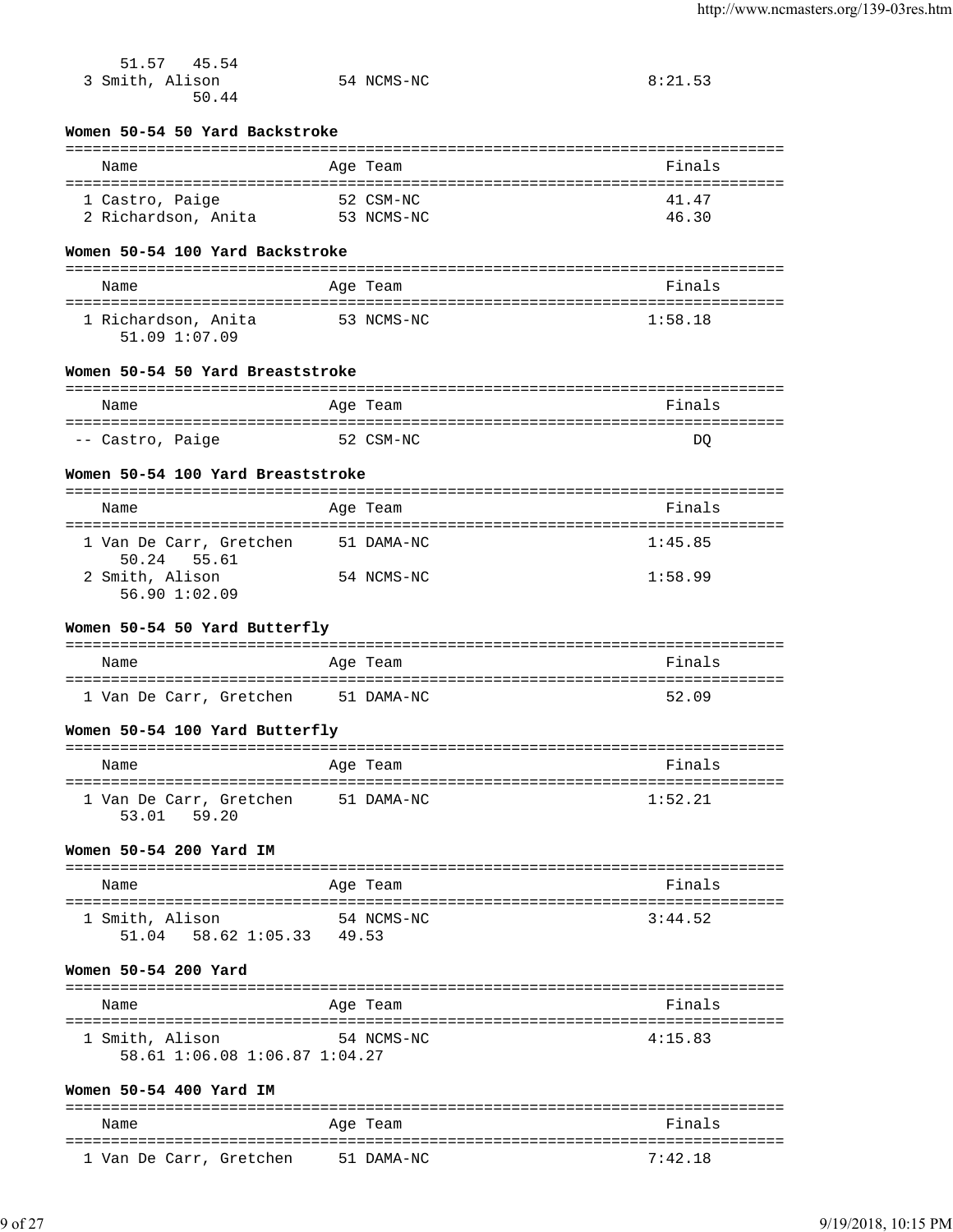51.57   45.54
3 Smith, Alison   54 NCMS-NC   8:21.53
50.44

**Women 50-54 50 Yard Backstroke**

| Name | Age | Team | Finals |
|---|---|---|---|
| 1 Castro, Paige | 52 | CSM-NC | 41.47 |
| 2 Richardson, Anita | 53 | NCMS-NC | 46.30 |

**Women 50-54 100 Yard Backstroke**

| Name | Age | Team | Finals |
|---|---|---|---|
| 1 Richardson, Anita | 53 | NCMS-NC | 1:58.18 |
| 51.09 1:07.09 | | | |

**Women 50-54 50 Yard Breaststroke**

| Name | Age | Team | Finals |
|---|---|---|---|
| -- Castro, Paige | 52 | CSM-NC | DQ |

**Women 50-54 100 Yard Breaststroke**

| Name | Age | Team | Finals |
|---|---|---|---|
| 1 Van De Carr, Gretchen | 51 | DAMA-NC | 1:45.85 |
| 50.24   55.61 | | | |
| 2 Smith, Alison | 54 | NCMS-NC | 1:58.99 |
| 56.90 1:02.09 | | | |

**Women 50-54 50 Yard Butterfly**

| Name | Age | Team | Finals |
|---|---|---|---|
| 1 Van De Carr, Gretchen | 51 | DAMA-NC | 52.09 |

**Women 50-54 100 Yard Butterfly**

| Name | Age | Team | Finals |
|---|---|---|---|
| 1 Van De Carr, Gretchen | 51 | DAMA-NC | 1:52.21 |
| 53.01   59.20 | | | |

**Women 50-54 200 Yard IM**

| Name | Age | Team | Finals |
|---|---|---|---|
| 1 Smith, Alison | 54 | NCMS-NC | 3:44.52 |
| 51.04   58.62 1:05.33   49.53 | | | |

**Women 50-54 200 Yard**

| Name | Age | Team | Finals |
|---|---|---|---|
| 1 Smith, Alison | 54 | NCMS-NC | 4:15.83 |
| 58.61 1:06.08 1:06.87 1:04.27 | | | |

**Women 50-54 400 Yard IM**

| Name | Age | Team | Finals |
|---|---|---|---|
| 1 Van De Carr, Gretchen | 51 | DAMA-NC | 7:42.18 |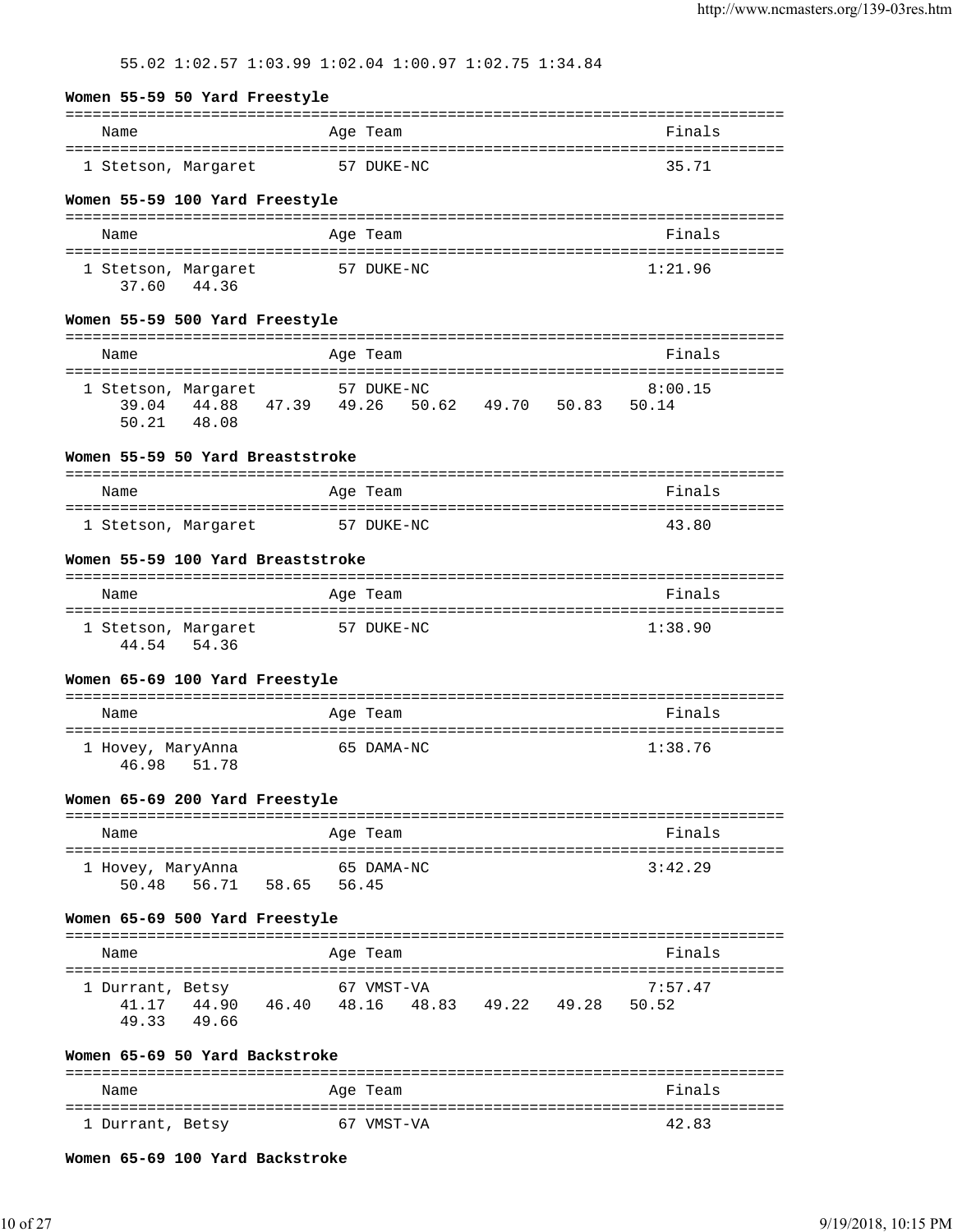55.02 1:02.57 1:03.99 1:02.04 1:00.97 1:02.75 1:34.84

**Women 55-59 50 Yard Freestyle**

| Name | Age | Team | Finals |
|---|---|---|---|
| 1 Stetson, Margaret | 57 | DUKE-NC | 35.71 |

**Women 55-59 100 Yard Freestyle**

| Name | Age | Team | Finals |
|---|---|---|---|
| 1 Stetson, Margaret | 57 | DUKE-NC | 1:21.96 |
| 37.60 44.36 | | | |

**Women 55-59 500 Yard Freestyle**

| Name | Age | Team | Finals |
|---|---|---|---|
| 1 Stetson, Margaret | 57 | DUKE-NC | 8:00.15 |
| 39.04 44.88 47.39 49.26 50.62 49.70 50.83 50.14 | | | |
| 50.21 48.08 | | | |

**Women 55-59 50 Yard Breaststroke**

| Name | Age | Team | Finals |
|---|---|---|---|
| 1 Stetson, Margaret | 57 | DUKE-NC | 43.80 |

**Women 55-59 100 Yard Breaststroke**

| Name | Age | Team | Finals |
|---|---|---|---|
| 1 Stetson, Margaret | 57 | DUKE-NC | 1:38.90 |
| 44.54 54.36 | | | |

**Women 65-69 100 Yard Freestyle**

| Name | Age | Team | Finals |
|---|---|---|---|
| 1 Hovey, MaryAnna | 65 | DAMA-NC | 1:38.76 |
| 46.98 51.78 | | | |

**Women 65-69 200 Yard Freestyle**

| Name | Age | Team | Finals |
|---|---|---|---|
| 1 Hovey, MaryAnna | 65 | DAMA-NC | 3:42.29 |
| 50.48 56.71 58.65 56.45 | | | |

**Women 65-69 500 Yard Freestyle**

| Name | Age | Team | Finals |
|---|---|---|---|
| 1 Durrant, Betsy | 67 | VMST-VA | 7:57.47 |
| 41.17 44.90 46.40 48.16 48.83 49.22 49.28 50.52 | | | |
| 49.33 49.66 | | | |

**Women 65-69 50 Yard Backstroke**

| Name | Age | Team | Finals |
|---|---|---|---|
| 1 Durrant, Betsy | 67 | VMST-VA | 42.83 |

**Women 65-69 100 Yard Backstroke**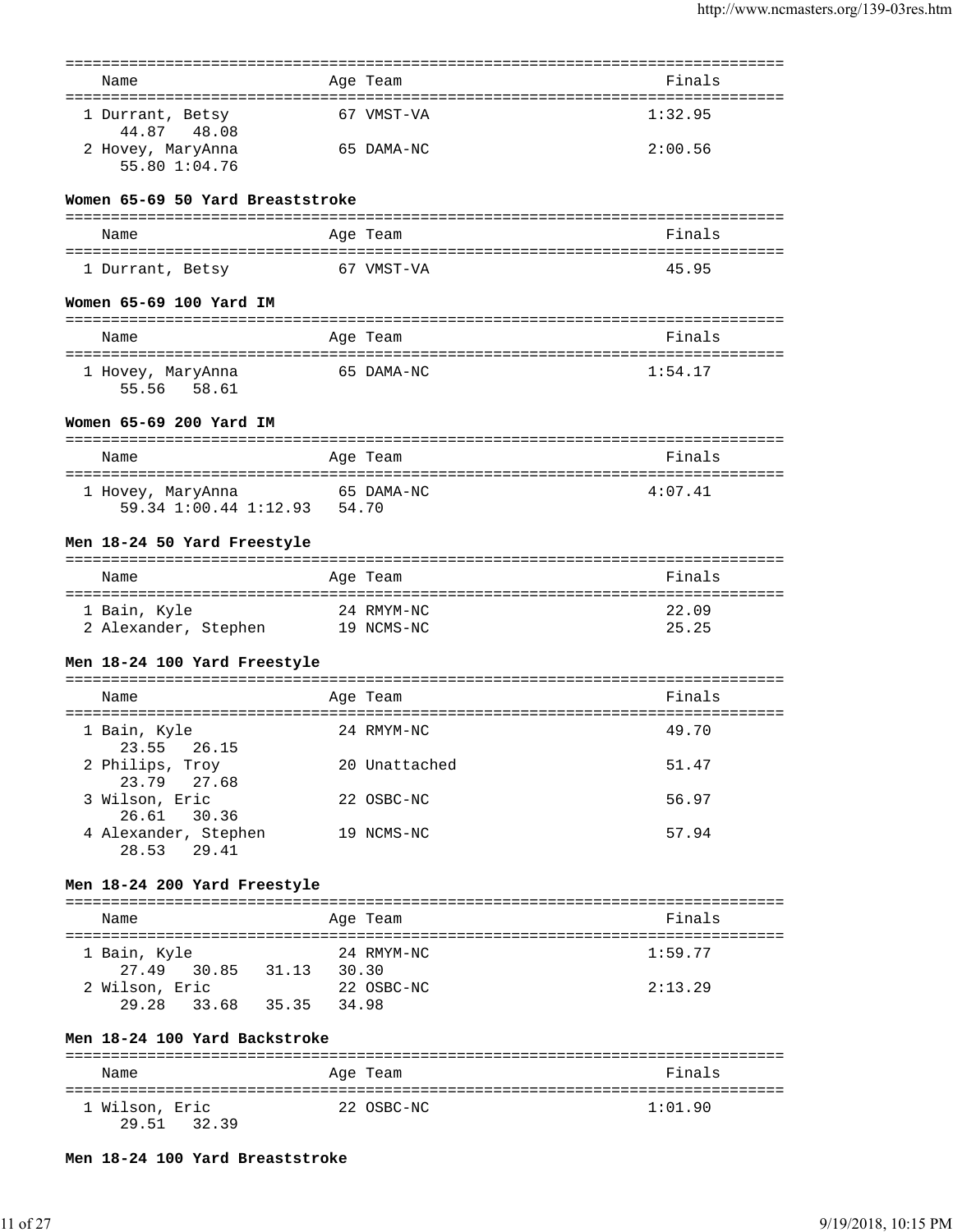| Name | Age | Team | Finals |
|---|---|---|---|
| 1 Durrant, Betsy | 67 | VMST-VA | 1:32.95 |
| 44.87 48.08 | | | |
| 2 Hovey, MaryAnna | 65 | DAMA-NC | 2:00.56 |
| 55.80 1:04.76 | | | |

### Women 65-69 50 Yard Breaststroke

| Name | Age | Team | Finals |
|---|---|---|---|
| 1 Durrant, Betsy | 67 | VMST-VA | 45.95 |

### Women 65-69 100 Yard IM

| Name | Age | Team | Finals |
|---|---|---|---|
| 1 Hovey, MaryAnna | 65 | DAMA-NC | 1:54.17 |
| 55.56 58.61 | | | |

### Women 65-69 200 Yard IM

| Name | Age | Team | Finals |
|---|---|---|---|
| 1 Hovey, MaryAnna | 65 | DAMA-NC | 4:07.41 |
| 59.34 1:00.44 1:12.93 54.70 | | | |

### Men 18-24 50 Yard Freestyle

| Name | Age | Team | Finals |
|---|---|---|---|
| 1 Bain, Kyle | 24 | RMYM-NC | 22.09 |
| 2 Alexander, Stephen | 19 | NCMS-NC | 25.25 |

### Men 18-24 100 Yard Freestyle

| Name | Age | Team | Finals |
|---|---|---|---|
| 1 Bain, Kyle | 24 | RMYM-NC | 49.70 |
| 23.55 26.15 | | | |
| 2 Philips, Troy | 20 | Unattached | 51.47 |
| 23.79 27.68 | | | |
| 3 Wilson, Eric | 22 | OSBC-NC | 56.97 |
| 26.61 30.36 | | | |
| 4 Alexander, Stephen | 19 | NCMS-NC | 57.94 |
| 28.53 29.41 | | | |

### Men 18-24 200 Yard Freestyle

| Name | Age | Team | Finals |
|---|---|---|---|
| 1 Bain, Kyle | 24 | RMYM-NC | 1:59.77 |
| 27.49 30.85 31.13 30.30 | | | |
| 2 Wilson, Eric | 22 | OSBC-NC | 2:13.29 |
| 29.28 33.68 35.35 34.98 | | | |

### Men 18-24 100 Yard Backstroke

| Name | Age | Team | Finals |
|---|---|---|---|
| 1 Wilson, Eric | 22 | OSBC-NC | 1:01.90 |
| 29.51 32.39 | | | |

### Men 18-24 100 Yard Breaststroke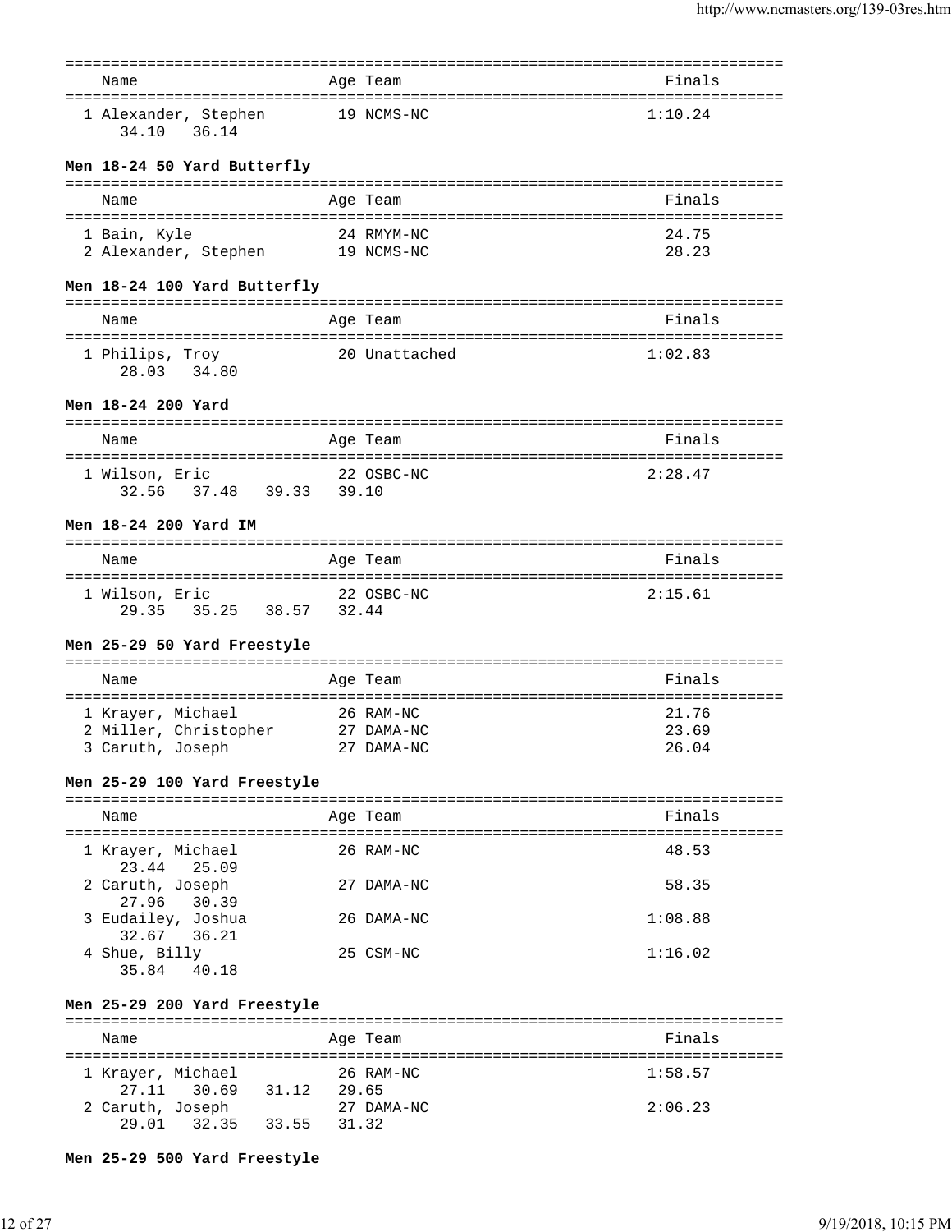| Name | Age | Team | Finals |
|---|---|---|---|
| 1 Alexander, Stephen | 19 | NCMS-NC | 1:10.24 |
| 34.10 36.14 | | | |

**Men 18-24 50 Yard Butterfly**

| Name | Age | Team | Finals |
|---|---|---|---|
| 1 Bain, Kyle | 24 | RMYM-NC | 24.75 |
| 2 Alexander, Stephen | 19 | NCMS-NC | 28.23 |

**Men 18-24 100 Yard Butterfly**

| Name | Age | Team | Finals |
|---|---|---|---|
| 1 Philips, Troy | 20 | Unattached | 1:02.83 |
| 28.03 34.80 | | | |

**Men 18-24 200 Yard**

| Name | Age | Team | Finals |
|---|---|---|---|
| 1 Wilson, Eric | 22 | OSBC-NC | 2:28.47 |
| 32.56 37.48 39.33 39.10 | | | |

**Men 18-24 200 Yard IM**

| Name | Age | Team | Finals |
|---|---|---|---|
| 1 Wilson, Eric | 22 | OSBC-NC | 2:15.61 |
| 29.35 35.25 38.57 32.44 | | | |

**Men 25-29 50 Yard Freestyle**

| Name | Age | Team | Finals |
|---|---|---|---|
| 1 Krayer, Michael | 26 | RAM-NC | 21.76 |
| 2 Miller, Christopher | 27 | DAMA-NC | 23.69 |
| 3 Caruth, Joseph | 27 | DAMA-NC | 26.04 |

**Men 25-29 100 Yard Freestyle**

| Name | Age | Team | Finals |
|---|---|---|---|
| 1 Krayer, Michael | 26 | RAM-NC | 48.53 |
| 23.44 25.09 | | | |
| 2 Caruth, Joseph | 27 | DAMA-NC | 58.35 |
| 27.96 30.39 | | | |
| 3 Eudailey, Joshua | 26 | DAMA-NC | 1:08.88 |
| 32.67 36.21 | | | |
| 4 Shue, Billy | 25 | CSM-NC | 1:16.02 |
| 35.84 40.18 | | | |

**Men 25-29 200 Yard Freestyle**

| Name | Age | Team | Finals |
|---|---|---|---|
| 1 Krayer, Michael | 26 | RAM-NC | 1:58.57 |
| 27.11 30.69 31.12 29.65 | | | |
| 2 Caruth, Joseph | 27 | DAMA-NC | 2:06.23 |
| 29.01 32.35 33.55 31.32 | | | |

**Men 25-29 500 Yard Freestyle**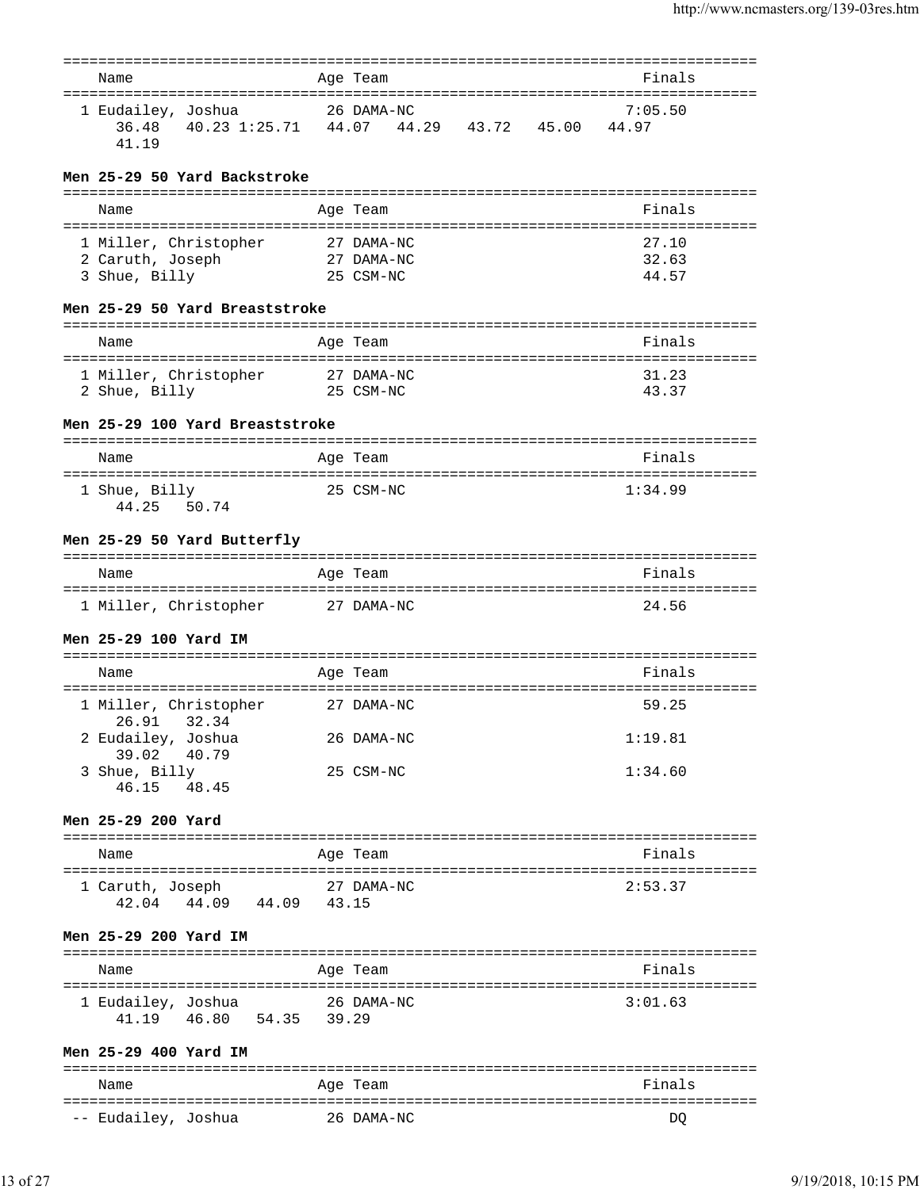| Name | Age | Team | Finals |
|---|---|---|---|
| 1 Eudailey, Joshua | 26 | DAMA-NC | 7:05.50 |
| 36.48   40.23 1:25.71   44.07   44.29   43.72   45.00   44.97   41.19 | | | |

### Men 25-29 50 Yard Backstroke

| Name | Age | Team | Finals |
|---|---|---|---|
| 1 Miller, Christopher | 27 | DAMA-NC | 27.10 |
| 2 Caruth, Joseph | 27 | DAMA-NC | 32.63 |
| 3 Shue, Billy | 25 | CSM-NC | 44.57 |

### Men 25-29 50 Yard Breaststroke

| Name | Age | Team | Finals |
|---|---|---|---|
| 1 Miller, Christopher | 27 | DAMA-NC | 31.23 |
| 2 Shue, Billy | 25 | CSM-NC | 43.37 |

### Men 25-29 100 Yard Breaststroke

| Name | Age | Team | Finals |
|---|---|---|---|
| 1 Shue, Billy | 25 | CSM-NC | 1:34.99 |
| 44.25   50.74 | | | |

### Men 25-29 50 Yard Butterfly

| Name | Age | Team | Finals |
|---|---|---|---|
| 1 Miller, Christopher | 27 | DAMA-NC | 24.56 |

### Men 25-29 100 Yard IM

| Name | Age | Team | Finals |
|---|---|---|---|
| 1 Miller, Christopher | 27 | DAMA-NC | 59.25 |
| 26.91   32.34 | | | |
| 2 Eudailey, Joshua | 26 | DAMA-NC | 1:19.81 |
| 39.02   40.79 | | | |
| 3 Shue, Billy | 25 | CSM-NC | 1:34.60 |
| 46.15   48.45 | | | |

### Men 25-29 200 Yard

| Name | Age | Team | Finals |
|---|---|---|---|
| 1 Caruth, Joseph | 27 | DAMA-NC | 2:53.37 |
| 42.04   44.09   44.09   43.15 | | | |

### Men 25-29 200 Yard IM

| Name | Age | Team | Finals |
|---|---|---|---|
| 1 Eudailey, Joshua | 26 | DAMA-NC | 3:01.63 |
| 41.19   46.80   54.35   39.29 | | | |

### Men 25-29 400 Yard IM

| Name | Age | Team | Finals |
|---|---|---|---|
| -- Eudailey, Joshua | 26 | DAMA-NC | DQ |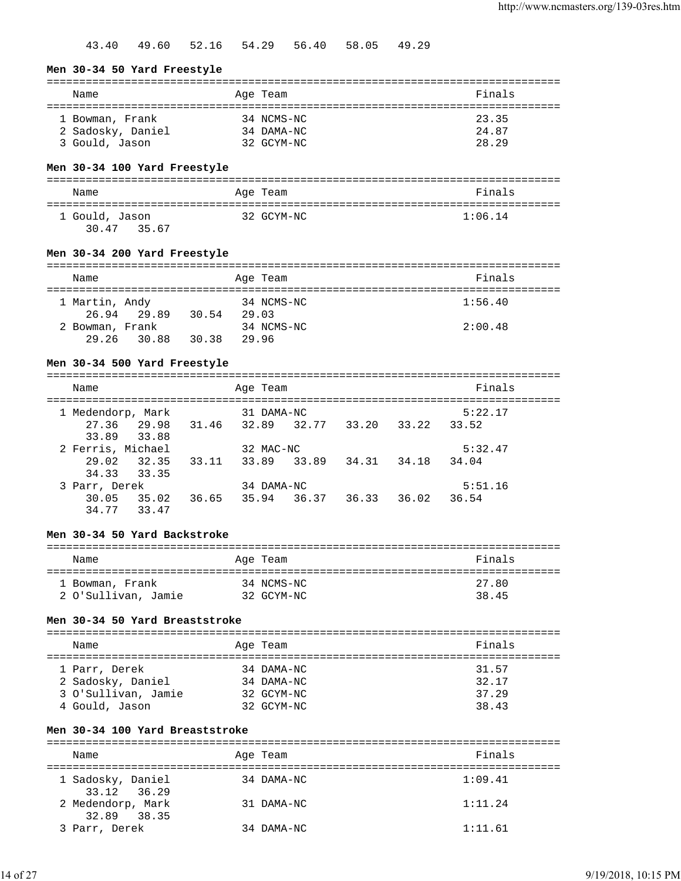43.40   49.60   52.16   54.29   56.40   58.05   49.29

### Men 30-34 50 Yard Freestyle

| Name | Age | Team | Finals |
|---|---|---|---|
| 1 Bowman, Frank | 34 | NCMS-NC | 23.35 |
| 2 Sadosky, Daniel | 34 | DAMA-NC | 24.87 |
| 3 Gould, Jason | 32 | GCYM-NC | 28.29 |

### Men 30-34 100 Yard Freestyle

| Name | Age | Team | Finals |
|---|---|---|---|
| 1 Gould, Jason | 32 | GCYM-NC | 1:06.14 |
| 30.47   35.67 | | | |

### Men 30-34 200 Yard Freestyle

| Name | Age | Team | Finals |
|---|---|---|---|
| 1 Martin, Andy | 34 | NCMS-NC | 1:56.40 |
| 26.94   29.89   30.54   29.03 | | | |
| 2 Bowman, Frank | 34 | NCMS-NC | 2:00.48 |
| 29.26   30.88   30.38   29.96 | | | |

### Men 30-34 500 Yard Freestyle

| Name | Age | Team | Finals |
|---|---|---|---|
| 1 Medendorp, Mark | 31 | DAMA-NC | 5:22.17 |
| 27.36   29.98   31.46   32.89   32.77   33.20   33.22   33.52   33.89   33.88 | | | |
| 2 Ferris, Michael | 32 | MAC-NC | 5:32.47 |
| 29.02   32.35   33.11   33.89   33.89   34.31   34.18   34.04   34.33   33.35 | | | |
| 3 Parr, Derek | 34 | DAMA-NC | 5:51.16 |
| 30.05   35.02   36.65   35.94   36.37   36.33   36.02   36.54   34.77   33.47 | | | |

### Men 30-34 50 Yard Backstroke

| Name | Age | Team | Finals |
|---|---|---|---|
| 1 Bowman, Frank | 34 | NCMS-NC | 27.80 |
| 2 O'Sullivan, Jamie | 32 | GCYM-NC | 38.45 |

### Men 30-34 50 Yard Breaststroke

| Name | Age | Team | Finals |
|---|---|---|---|
| 1 Parr, Derek | 34 | DAMA-NC | 31.57 |
| 2 Sadosky, Daniel | 34 | DAMA-NC | 32.17 |
| 3 O'Sullivan, Jamie | 32 | GCYM-NC | 37.29 |
| 4 Gould, Jason | 32 | GCYM-NC | 38.43 |

### Men 30-34 100 Yard Breaststroke

| Name | Age | Team | Finals |
|---|---|---|---|
| 1 Sadosky, Daniel | 34 | DAMA-NC | 1:09.41 |
| 33.12   36.29 | | | |
| 2 Medendorp, Mark | 31 | DAMA-NC | 1:11.24 |
| 32.89   38.35 | | | |
| 3 Parr, Derek | 34 | DAMA-NC | 1:11.61 |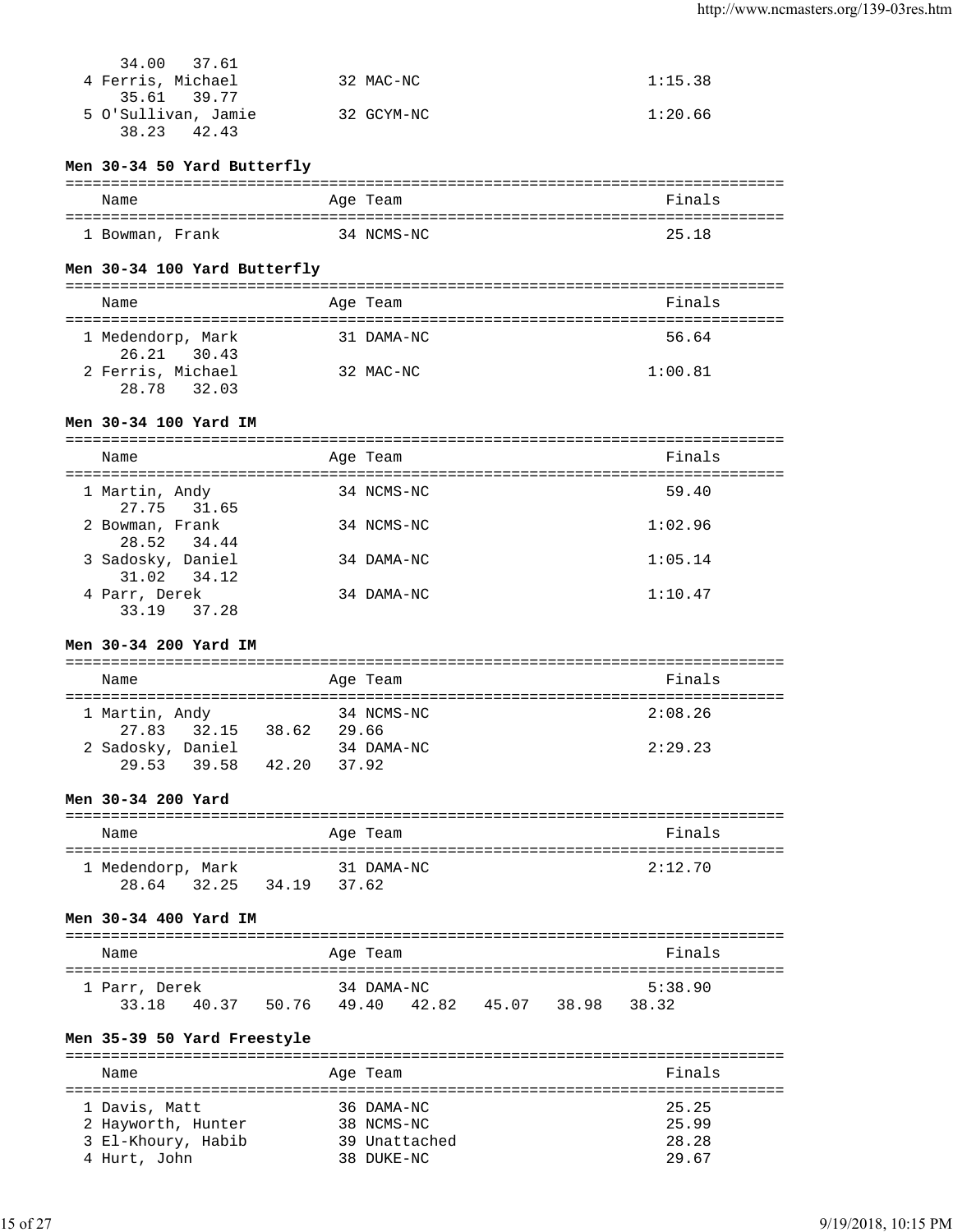34.00   37.61
4 Ferris, Michael   32 MAC-NC   1:15.38
35.61   39.77
5 O'Sullivan, Jamie   32 GCYM-NC   1:20.66
38.23   42.43

### Men 30-34 50 Yard Butterfly

| Name | Age | Team | Finals |
|---|---|---|---|
| 1 Bowman, Frank | 34 | NCMS-NC | 25.18 |

### Men 30-34 100 Yard Butterfly

| Name | Age | Team | Finals |
|---|---|---|---|
| 1 Medendorp, Mark | 31 | DAMA-NC | 56.64 |
| 26.21 30.43 | | | |
| 2 Ferris, Michael | 32 | MAC-NC | 1:00.81 |
| 28.78 32.03 | | | |

### Men 30-34 100 Yard IM

| Name | Age | Team | Finals |
|---|---|---|---|
| 1 Martin, Andy | 34 | NCMS-NC | 59.40 |
| 27.75 31.65 | | | |
| 2 Bowman, Frank | 34 | NCMS-NC | 1:02.96 |
| 28.52 34.44 | | | |
| 3 Sadosky, Daniel | 34 | DAMA-NC | 1:05.14 |
| 31.02 34.12 | | | |
| 4 Parr, Derek | 34 | DAMA-NC | 1:10.47 |
| 33.19 37.28 | | | |

### Men 30-34 200 Yard IM

| Name | Age | Team | Finals |
|---|---|---|---|
| 1 Martin, Andy | 34 | NCMS-NC | 2:08.26 |
| 27.83 32.15 38.62 29.66 | | | |
| 2 Sadosky, Daniel | 34 | DAMA-NC | 2:29.23 |
| 29.53 39.58 42.20 37.92 | | | |

### Men 30-34 200 Yard

| Name | Age | Team | Finals |
|---|---|---|---|
| 1 Medendorp, Mark | 31 | DAMA-NC | 2:12.70 |
| 28.64 32.25 34.19 37.62 | | | |

### Men 30-34 400 Yard IM

| Name | Age | Team | Finals |
|---|---|---|---|
| 1 Parr, Derek | 34 | DAMA-NC | 5:38.90 |
| 33.18 40.37 50.76 49.40 42.82 45.07 38.98 38.32 | | | |

### Men 35-39 50 Yard Freestyle

| Name | Age | Team | Finals |
|---|---|---|---|
| 1 Davis, Matt | 36 | DAMA-NC | 25.25 |
| 2 Hayworth, Hunter | 38 | NCMS-NC | 25.99 |
| 3 El-Khoury, Habib | 39 | Unattached | 28.28 |
| 4 Hurt, John | 38 | DUKE-NC | 29.67 |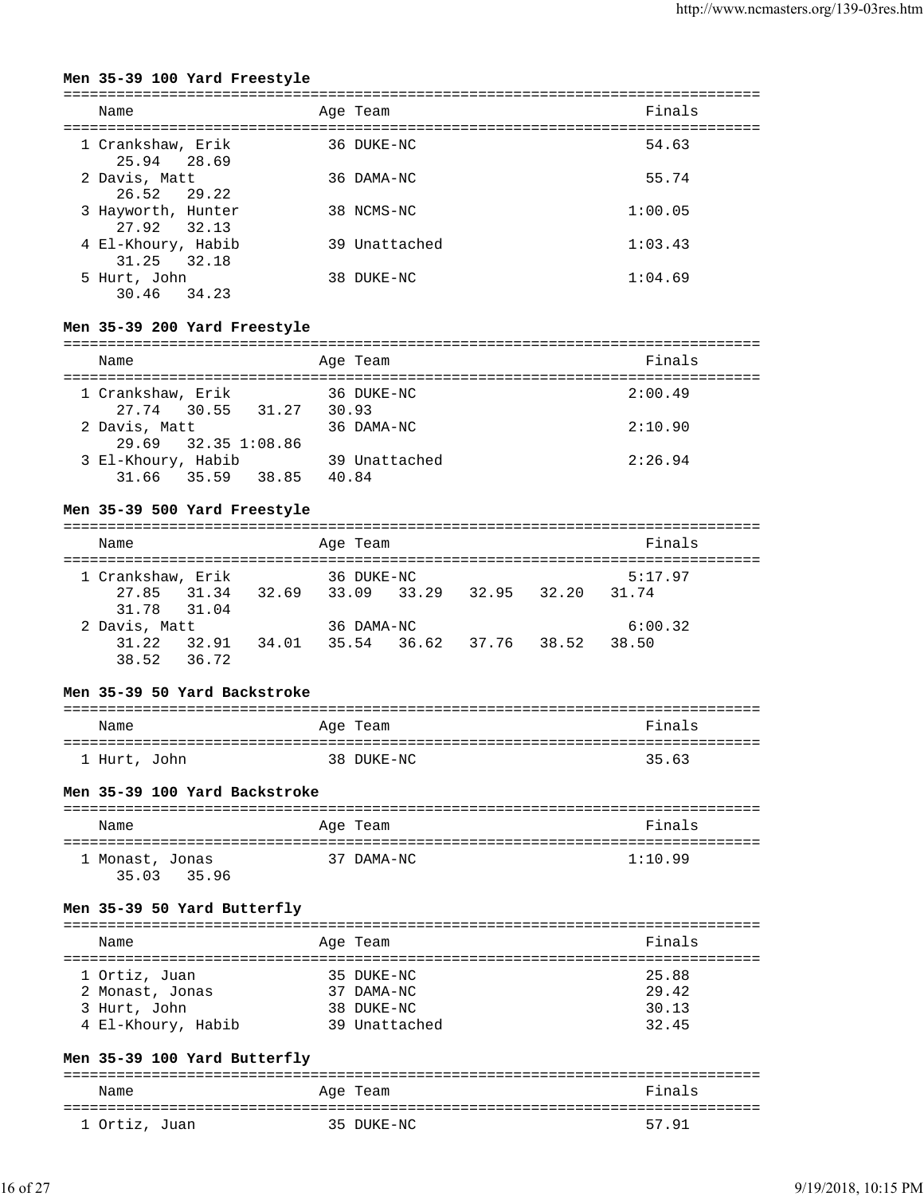### Men 35-39 100 Yard Freestyle

| Name | Age | Team | Finals |
|---|---|---|---|
| 1 Crankshaw, Erik | 36 | DUKE-NC | 54.63 |
| 25.94  28.69 | | | |
| 2 Davis, Matt | 36 | DAMA-NC | 55.74 |
| 26.52  29.22 | | | |
| 3 Hayworth, Hunter | 38 | NCMS-NC | 1:00.05 |
| 27.92  32.13 | | | |
| 4 El-Khoury, Habib | 39 | Unattached | 1:03.43 |
| 31.25  32.18 | | | |
| 5 Hurt, John | 38 | DUKE-NC | 1:04.69 |
| 30.46  34.23 | | | |

### Men 35-39 200 Yard Freestyle

| Name | Age | Team | Finals |
|---|---|---|---|
| 1 Crankshaw, Erik | 36 | DUKE-NC | 2:00.49 |
| 27.74  30.55  31.27  30.93 | | | |
| 2 Davis, Matt | 36 | DAMA-NC | 2:10.90 |
| 29.69  32.35 1:08.86 | | | |
| 3 El-Khoury, Habib | 39 | Unattached | 2:26.94 |
| 31.66  35.59  38.85  40.84 | | | |

### Men 35-39 500 Yard Freestyle

| Name | Age | Team | Finals |
|---|---|---|---|
| 1 Crankshaw, Erik | 36 | DUKE-NC | 5:17.97 |
| 27.85  31.34  32.69  33.09  33.29  32.95  32.20  31.74  31.78  31.04 | | | |
| 2 Davis, Matt | 36 | DAMA-NC | 6:00.32 |
| 31.22  32.91  34.01  35.54  36.62  37.76  38.52  38.50  38.52  36.72 | | | |

### Men 35-39 50 Yard Backstroke

| Name | Age | Team | Finals |
|---|---|---|---|
| 1 Hurt, John | 38 | DUKE-NC | 35.63 |

### Men 35-39 100 Yard Backstroke

| Name | Age | Team | Finals |
|---|---|---|---|
| 1 Monast, Jonas | 37 | DAMA-NC | 1:10.99 |
| 35.03  35.96 | | | |

### Men 35-39 50 Yard Butterfly

| Name | Age | Team | Finals |
|---|---|---|---|
| 1 Ortiz, Juan | 35 | DUKE-NC | 25.88 |
| 2 Monast, Jonas | 37 | DAMA-NC | 29.42 |
| 3 Hurt, John | 38 | DUKE-NC | 30.13 |
| 4 El-Khoury, Habib | 39 | Unattached | 32.45 |

### Men 35-39 100 Yard Butterfly

| Name | Age | Team | Finals |
|---|---|---|---|
| 1 Ortiz, Juan | 35 | DUKE-NC | 57.91 |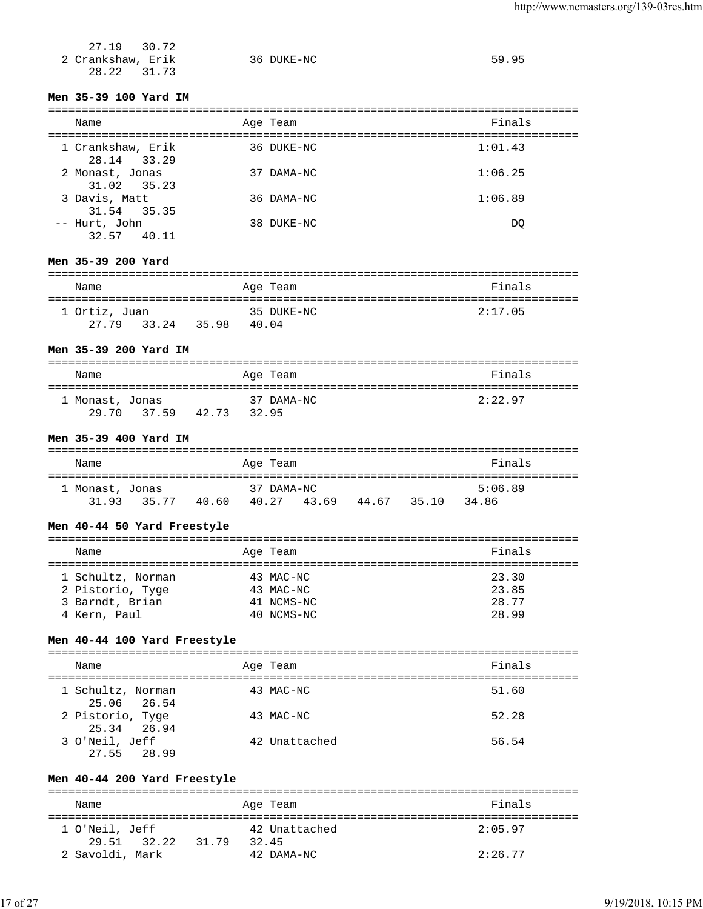```
    27.19   30.72
  2 Crankshaw, Erik           36 DUKE-NC                         59.95
    28.22   31.73
```

**Men 35-39 100 Yard IM**

```
===============================================================================
    Name                    Age Team                                    Finals
===============================================================================
  1 Crankshaw, Erik           36 DUKE-NC                       1:01.43
    28.14   33.29
  2 Monast, Jonas             37 DAMA-NC                       1:06.25
    31.02   35.23
  3 Davis, Matt               36 DAMA-NC                       1:06.89
    31.54   35.35
 -- Hurt, John                38 DUKE-NC                            DQ
    32.57   40.11
```

**Men 35-39 200 Yard**

```
===============================================================================
    Name                    Age Team                                    Finals
===============================================================================
  1 Ortiz, Juan               35 DUKE-NC                       2:17.05
    27.79   33.24   35.98   40.04
```

**Men 35-39 200 Yard IM**

```
===============================================================================
    Name                    Age Team                                    Finals
===============================================================================
  1 Monast, Jonas             37 DAMA-NC                       2:22.97
    29.70   37.59   42.73   32.95
```

**Men 35-39 400 Yard IM**

```
===============================================================================
    Name                    Age Team                                    Finals
===============================================================================
  1 Monast, Jonas             37 DAMA-NC                       5:06.89
    31.93   35.77   40.60   40.27   43.69   44.67   35.10   34.86
```

**Men 40-44 50 Yard Freestyle**

```
===============================================================================
    Name                    Age Team                                    Finals
===============================================================================
  1 Schultz, Norman           43 MAC-NC                          23.30
  2 Pistorio, Tyge            43 MAC-NC                          23.85
  3 Barndt, Brian             41 NCMS-NC                         28.77
  4 Kern, Paul                40 NCMS-NC                         28.99
```

**Men 40-44 100 Yard Freestyle**

```
===============================================================================
    Name                    Age Team                                    Finals
===============================================================================
  1 Schultz, Norman           43 MAC-NC                          51.60
    25.06   26.54
  2 Pistorio, Tyge            43 MAC-NC                          52.28
    25.34   26.94
  3 O'Neil, Jeff              42 Unattached                      56.54
    27.55   28.99
```

**Men 40-44 200 Yard Freestyle**

```
===============================================================================
    Name                    Age Team                                    Finals
===============================================================================
  1 O'Neil, Jeff              42 Unattached                    2:05.97
    29.51   32.22   31.79   32.45
  2 Savoldi, Mark             42 DAMA-NC                       2:26.77
```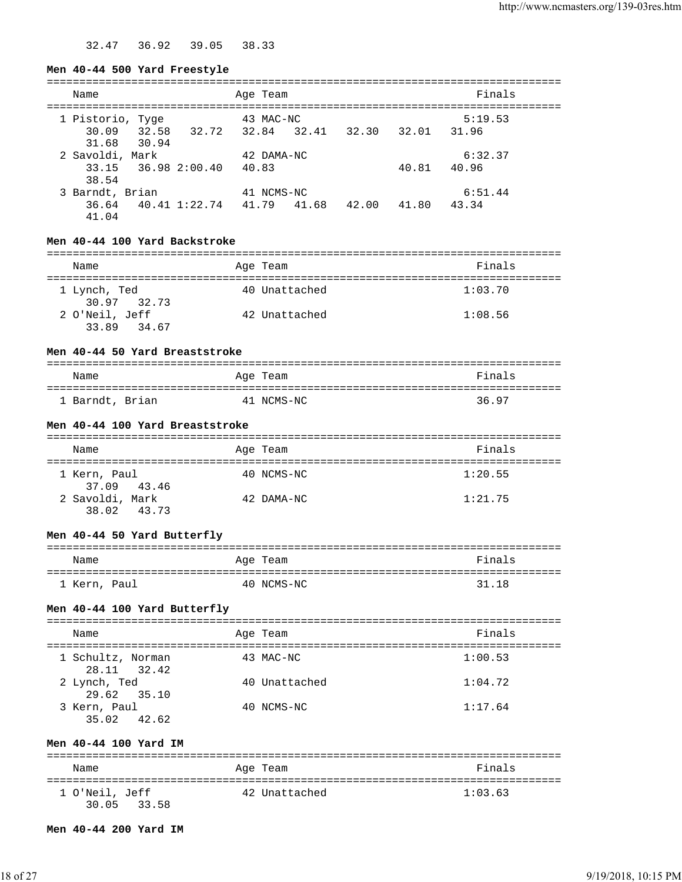32.47 36.92 39.05 38.33

**Men 40-44 500 Yard Freestyle**

| Name | Age | Team | Finals |
|---|---|---|---|
| 1 Pistorio, Tyge | 43 | MAC-NC | 5:19.53 |
| 30.09 32.58 32.72 32.84 32.41 32.30 32.01 31.96 31.68 30.94 | | | |
| 2 Savoldi, Mark | 42 | DAMA-NC | 6:32.37 |
| 33.15 36.98 2:00.40 40.83 40.81 40.96 38.54 | | | |
| 3 Barndt, Brian | 41 | NCMS-NC | 6:51.44 |
| 36.64 40.41 1:22.74 41.79 41.68 42.00 41.80 43.34 41.04 | | | |

**Men 40-44 100 Yard Backstroke**

| Name | Age | Team | Finals |
|---|---|---|---|
| 1 Lynch, Ted | 40 | Unattached | 1:03.70 |
| 30.97 32.73 | | | |
| 2 O'Neil, Jeff | 42 | Unattached | 1:08.56 |
| 33.89 34.67 | | | |

**Men 40-44 50 Yard Breaststroke**

| Name | Age | Team | Finals |
|---|---|---|---|
| 1 Barndt, Brian | 41 | NCMS-NC | 36.97 |

**Men 40-44 100 Yard Breaststroke**

| Name | Age | Team | Finals |
|---|---|---|---|
| 1 Kern, Paul | 40 | NCMS-NC | 1:20.55 |
| 37.09 43.46 | | | |
| 2 Savoldi, Mark | 42 | DAMA-NC | 1:21.75 |
| 38.02 43.73 | | | |

**Men 40-44 50 Yard Butterfly**

| Name | Age | Team | Finals |
|---|---|---|---|
| 1 Kern, Paul | 40 | NCMS-NC | 31.18 |

**Men 40-44 100 Yard Butterfly**

| Name | Age | Team | Finals |
|---|---|---|---|
| 1 Schultz, Norman | 43 | MAC-NC | 1:00.53 |
| 28.11 32.42 | | | |
| 2 Lynch, Ted | 40 | Unattached | 1:04.72 |
| 29.62 35.10 | | | |
| 3 Kern, Paul | 40 | NCMS-NC | 1:17.64 |
| 35.02 42.62 | | | |

**Men 40-44 100 Yard IM**

| Name | Age | Team | Finals |
|---|---|---|---|
| 1 O'Neil, Jeff | 42 | Unattached | 1:03.63 |
| 30.05 33.58 | | | |

**Men 40-44 200 Yard IM**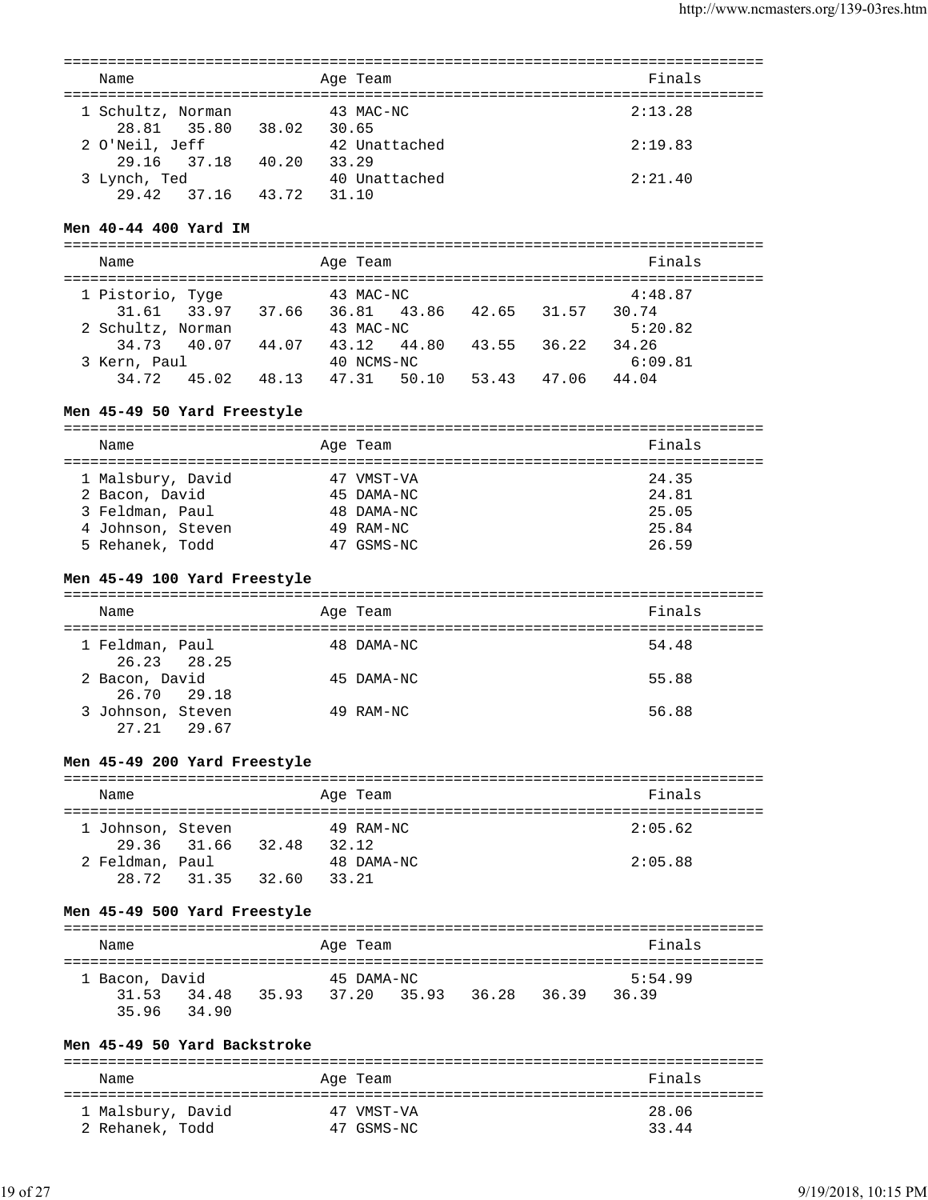| Name | Age | Team | Finals |
|---|---|---|---|
| 1 Schultz, Norman | 43 | MAC-NC | 2:13.28 |
| 28.81 35.80 38.02 30.65 | | | |
| 2 O'Neil, Jeff | 42 | Unattached | 2:19.83 |
| 29.16 37.18 40.20 33.29 | | | |
| 3 Lynch, Ted | 40 | Unattached | 2:21.40 |
| 29.42 37.16 43.72 31.10 | | | |

### Men 40-44 400 Yard IM

| Name | Age | Team | Finals |
|---|---|---|---|
| 1 Pistorio, Tyge | 43 | MAC-NC | 4:48.87 |
| 31.61 33.97 37.66 36.81 43.86 42.65 31.57 30.74 | | | |
| 2 Schultz, Norman | 43 | MAC-NC | 5:20.82 |
| 34.73 40.07 44.07 43.12 44.80 43.55 36.22 34.26 | | | |
| 3 Kern, Paul | 40 | NCMS-NC | 6:09.81 |
| 34.72 45.02 48.13 47.31 50.10 53.43 47.06 44.04 | | | |

### Men 45-49 50 Yard Freestyle

| Name | Age | Team | Finals |
|---|---|---|---|
| 1 Malsbury, David | 47 | VMST-VA | 24.35 |
| 2 Bacon, David | 45 | DAMA-NC | 24.81 |
| 3 Feldman, Paul | 48 | DAMA-NC | 25.05 |
| 4 Johnson, Steven | 49 | RAM-NC | 25.84 |
| 5 Rehanek, Todd | 47 | GSMS-NC | 26.59 |

### Men 45-49 100 Yard Freestyle

| Name | Age | Team | Finals |
|---|---|---|---|
| 1 Feldman, Paul | 48 | DAMA-NC | 54.48 |
| 26.23 28.25 | | | |
| 2 Bacon, David | 45 | DAMA-NC | 55.88 |
| 26.70 29.18 | | | |
| 3 Johnson, Steven | 49 | RAM-NC | 56.88 |
| 27.21 29.67 | | | |

### Men 45-49 200 Yard Freestyle

| Name | Age | Team | Finals |
|---|---|---|---|
| 1 Johnson, Steven | 49 | RAM-NC | 2:05.62 |
| 29.36 31.66 32.48 32.12 | | | |
| 2 Feldman, Paul | 48 | DAMA-NC | 2:05.88 |
| 28.72 31.35 32.60 33.21 | | | |

### Men 45-49 500 Yard Freestyle

| Name | Age | Team | Finals |
|---|---|---|---|
| 1 Bacon, David | 45 | DAMA-NC | 5:54.99 |
| 31.53 34.48 35.93 37.20 35.93 36.28 36.39 36.39 | | | |
| 35.96 34.90 | | | |

### Men 45-49 50 Yard Backstroke

| Name | Age | Team | Finals |
|---|---|---|---|
| 1 Malsbury, David | 47 | VMST-VA | 28.06 |
| 2 Rehanek, Todd | 47 | GSMS-NC | 33.44 |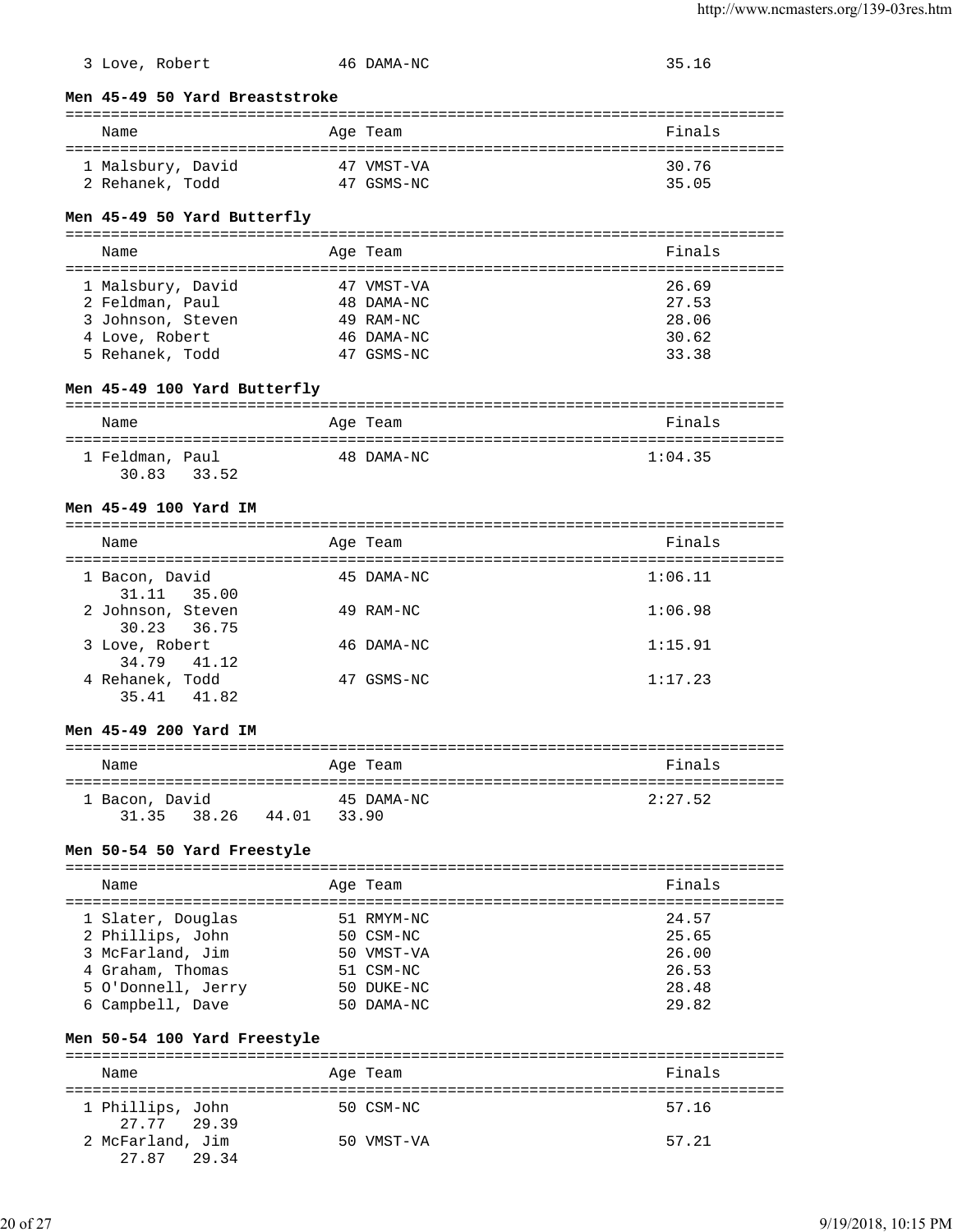| Name | Age | Team | Finals |
|---|---|---|---|
| 3 Love, Robert | 46 | DAMA-NC | 35.16 |

### Men 45-49 50 Yard Breaststroke

| Name | Age | Team | Finals |
|---|---|---|---|
| 1 Malsbury, David | 47 | VMST-VA | 30.76 |
| 2 Rehanek, Todd | 47 | GSMS-NC | 35.05 |

### Men 45-49 50 Yard Butterfly

| Name | Age | Team | Finals |
|---|---|---|---|
| 1 Malsbury, David | 47 | VMST-VA | 26.69 |
| 2 Feldman, Paul | 48 | DAMA-NC | 27.53 |
| 3 Johnson, Steven | 49 | RAM-NC | 28.06 |
| 4 Love, Robert | 46 | DAMA-NC | 30.62 |
| 5 Rehanek, Todd | 47 | GSMS-NC | 33.38 |

### Men 45-49 100 Yard Butterfly

| Name | Age | Team | Finals |
|---|---|---|---|
| 1 Feldman, Paul | 48 | DAMA-NC | 1:04.35 |
| 30.83 33.52 | | | |

### Men 45-49 100 Yard IM

| Name | Age | Team | Finals |
|---|---|---|---|
| 1 Bacon, David | 45 | DAMA-NC | 1:06.11 |
| 31.11 35.00 | | | |
| 2 Johnson, Steven | 49 | RAM-NC | 1:06.98 |
| 30.23 36.75 | | | |
| 3 Love, Robert | 46 | DAMA-NC | 1:15.91 |
| 34.79 41.12 | | | |
| 4 Rehanek, Todd | 47 | GSMS-NC | 1:17.23 |
| 35.41 41.82 | | | |

### Men 45-49 200 Yard IM

| Name | Age | Team | Finals |
|---|---|---|---|
| 1 Bacon, David | 45 | DAMA-NC | 2:27.52 |
| 31.35 38.26 44.01 33.90 | | | |

### Men 50-54 50 Yard Freestyle

| Name | Age | Team | Finals |
|---|---|---|---|
| 1 Slater, Douglas | 51 | RMYM-NC | 24.57 |
| 2 Phillips, John | 50 | CSM-NC | 25.65 |
| 3 McFarland, Jim | 50 | VMST-VA | 26.00 |
| 4 Graham, Thomas | 51 | CSM-NC | 26.53 |
| 5 O'Donnell, Jerry | 50 | DUKE-NC | 28.48 |
| 6 Campbell, Dave | 50 | DAMA-NC | 29.82 |

### Men 50-54 100 Yard Freestyle

| Name | Age | Team | Finals |
|---|---|---|---|
| 1 Phillips, John | 50 | CSM-NC | 57.16 |
| 27.77 29.39 | | | |
| 2 McFarland, Jim | 50 | VMST-VA | 57.21 |
| 27.87 29.34 | | | |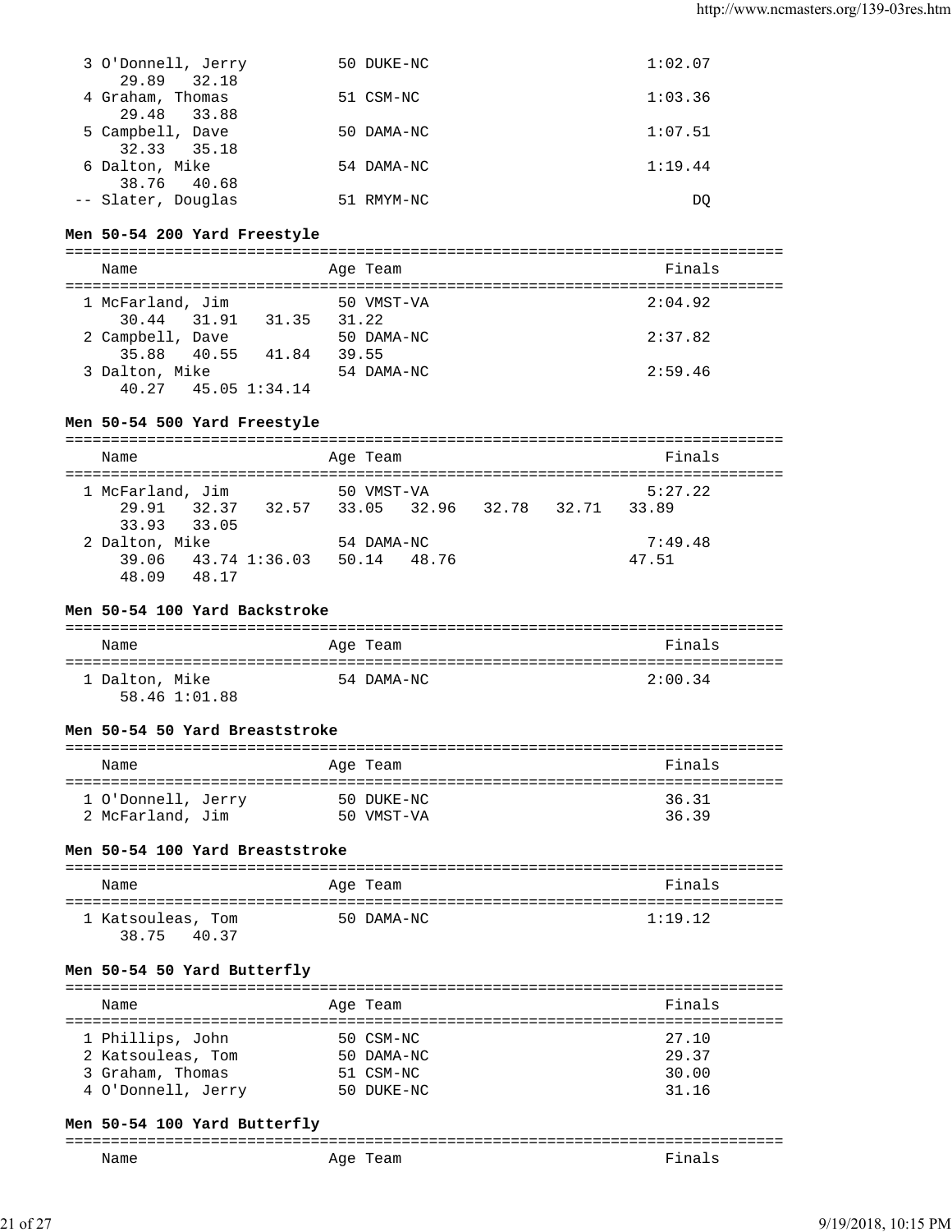```
  3 O'Donnell, Jerry          50 DUKE-NC                          1:02.07
     29.89   32.18
  4 Graham, Thomas            51 CSM-NC                           1:03.36
     29.48   33.88
  5 Campbell, Dave            50 DAMA-NC                          1:07.51
     32.33   35.18
  6 Dalton, Mike              54 DAMA-NC                          1:19.44
     38.76   40.68
 -- Slater, Douglas           51 RMYM-NC                               DQ
```

**Men 50-54 200 Yard Freestyle**

```
===============================================================================
    Name                    Age Team                                   Finals
===============================================================================
  1 McFarland, Jim            50 VMST-VA                          2:04.92
     30.44   31.91   31.35   31.22
  2 Campbell, Dave            50 DAMA-NC                          2:37.82
     35.88   40.55   41.84   39.55
  3 Dalton, Mike              54 DAMA-NC                          2:59.46
     40.27   45.05 1:34.14
```

**Men 50-54 500 Yard Freestyle**

```
===============================================================================
    Name                    Age Team                                   Finals
===============================================================================
  1 McFarland, Jim            50 VMST-VA                          5:27.22
     29.91   32.37   32.57   33.05   32.96   32.78   32.71   33.89
     33.93   33.05
  2 Dalton, Mike              54 DAMA-NC                          7:49.48
     39.06   43.74 1:36.03   50.14   48.76                   47.51
     48.09   48.17
```

**Men 50-54 100 Yard Backstroke**

```
===============================================================================
    Name                    Age Team                                   Finals
===============================================================================
  1 Dalton, Mike              54 DAMA-NC                          2:00.34
     58.46 1:01.88
```

**Men 50-54 50 Yard Breaststroke**

```
===============================================================================
    Name                    Age Team                                   Finals
===============================================================================
  1 O'Donnell, Jerry          50 DUKE-NC                            36.31
  2 McFarland, Jim            50 VMST-VA                            36.39
```

**Men 50-54 100 Yard Breaststroke**

```
===============================================================================
    Name                    Age Team                                   Finals
===============================================================================
  1 Katsouleas, Tom           50 DAMA-NC                          1:19.12
     38.75   40.37
```

**Men 50-54 50 Yard Butterfly**

```
===============================================================================
    Name                    Age Team                                   Finals
===============================================================================
  1 Phillips, John            50 CSM-NC                             27.10
  2 Katsouleas, Tom           50 DAMA-NC                            29.37
  3 Graham, Thomas            51 CSM-NC                             30.00
  4 O'Donnell, Jerry          50 DUKE-NC                            31.16
```

**Men 50-54 100 Yard Butterfly**

```
===============================================================================
    Name                    Age Team                                   Finals
```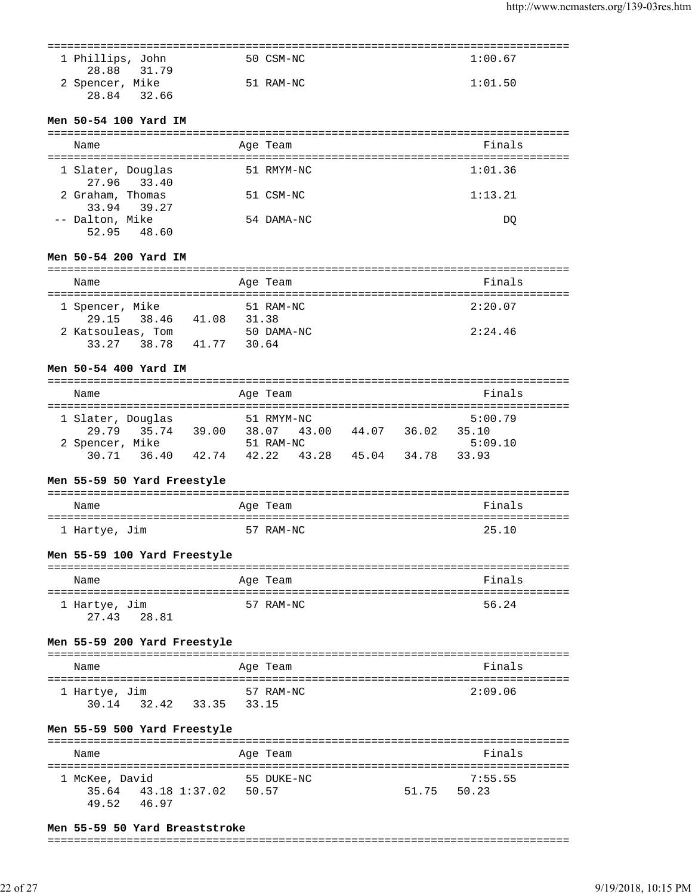```
===============================================================================
  1 Phillips, John           50 CSM-NC                            1:00.67
     28.88   31.79
  2 Spencer, Mike            51 RAM-NC                            1:01.50
     28.84   32.66
```

**Men 50-54 100 Yard IM**

```
===============================================================================
    Name                    Age Team                                Finals
===============================================================================
  1 Slater, Douglas          51 RMYM-NC                           1:01.36
     27.96   33.40
  2 Graham, Thomas           51 CSM-NC                            1:13.21
     33.94   39.27
 -- Dalton, Mike             54 DAMA-NC                                DQ
     52.95   48.60
```

**Men 50-54 200 Yard IM**

```
===============================================================================
    Name                    Age Team                                Finals
===============================================================================
  1 Spencer, Mike            51 RAM-NC                            2:20.07
     29.15   38.46   41.08   31.38
  2 Katsouleas, Tom          50 DAMA-NC                           2:24.46
     33.27   38.78   41.77   30.64
```

**Men 50-54 400 Yard IM**

```
===============================================================================
    Name                    Age Team                                Finals
===============================================================================
  1 Slater, Douglas          51 RMYM-NC                           5:00.79
     29.79   35.74   39.00   38.07   43.00   44.07   36.02   35.10
  2 Spencer, Mike            51 RAM-NC                            5:09.10
     30.71   36.40   42.74   42.22   43.28   45.04   34.78   33.93
```

**Men 55-59 50 Yard Freestyle**

```
===============================================================================
    Name                    Age Team                                Finals
===============================================================================
  1 Hartye, Jim              57 RAM-NC                              25.10
```

**Men 55-59 100 Yard Freestyle**

```
===============================================================================
    Name                    Age Team                                Finals
===============================================================================
  1 Hartye, Jim              57 RAM-NC                              56.24
     27.43   28.81
```

**Men 55-59 200 Yard Freestyle**

```
===============================================================================
    Name                    Age Team                                Finals
===============================================================================
  1 Hartye, Jim              57 RAM-NC                            2:09.06
     30.14   32.42   33.35   33.15
```

**Men 55-59 500 Yard Freestyle**

```
===============================================================================
    Name                    Age Team                                Finals
===============================================================================
  1 McKee, David             55 DUKE-NC                           7:55.55
     35.64   43.18 1:37.02   50.57                   51.75   50.23
     49.52   46.97
```

**Men 55-59 50 Yard Breaststroke**

```
===============================================================================
```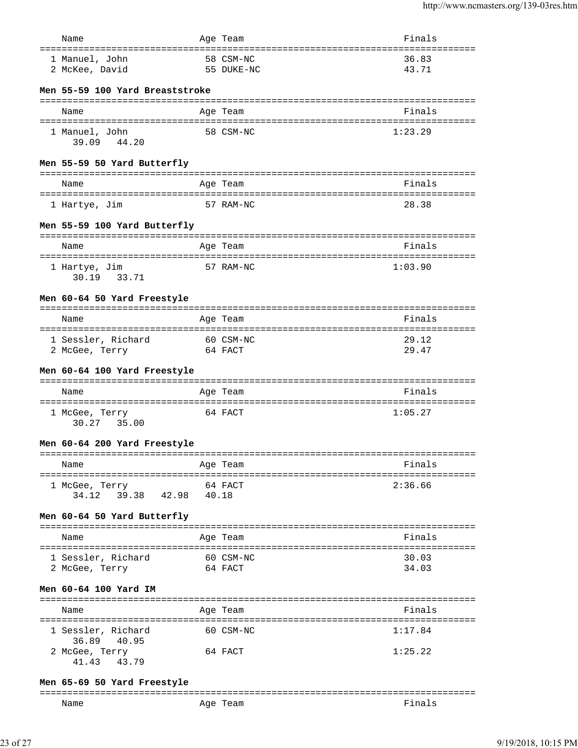| Name | Age | Team | Finals |
|---|---|---|---|
| 1 Manuel, John | 58 | CSM-NC | 36.83 |
| 2 McKee, David | 55 | DUKE-NC | 43.71 |

### Men 55-59 100 Yard Breaststroke

| Name | Age | Team | Finals |
|---|---|---|---|
| 1 Manuel, John | 58 | CSM-NC | 1:23.29 |
| 39.09  44.20 | | | |

### Men 55-59 50 Yard Butterfly

| Name | Age | Team | Finals |
|---|---|---|---|
| 1 Hartye, Jim | 57 | RAM-NC | 28.38 |

### Men 55-59 100 Yard Butterfly

| Name | Age | Team | Finals |
|---|---|---|---|
| 1 Hartye, Jim | 57 | RAM-NC | 1:03.90 |
| 30.19  33.71 | | | |

### Men 60-64 50 Yard Freestyle

| Name | Age | Team | Finals |
|---|---|---|---|
| 1 Sessler, Richard | 60 | CSM-NC | 29.12 |
| 2 McGee, Terry | 64 | FACT | 29.47 |

### Men 60-64 100 Yard Freestyle

| Name | Age | Team | Finals |
|---|---|---|---|
| 1 McGee, Terry | 64 | FACT | 1:05.27 |
| 30.27  35.00 | | | |

### Men 60-64 200 Yard Freestyle

| Name | Age | Team | Finals |
|---|---|---|---|
| 1 McGee, Terry | 64 | FACT | 2:36.66 |
| 34.12  39.38  42.98  40.18 | | | |

### Men 60-64 50 Yard Butterfly

| Name | Age | Team | Finals |
|---|---|---|---|
| 1 Sessler, Richard | 60 | CSM-NC | 30.03 |
| 2 McGee, Terry | 64 | FACT | 34.03 |

### Men 60-64 100 Yard IM

| Name | Age | Team | Finals |
|---|---|---|---|
| 1 Sessler, Richard | 60 | CSM-NC | 1:17.84 |
| 36.89  40.95 | | | |
| 2 McGee, Terry | 64 | FACT | 1:25.22 |
| 41.43  43.79 | | | |

### Men 65-69 50 Yard Freestyle

| Name | Age | Team | Finals |
|---|---|---|---|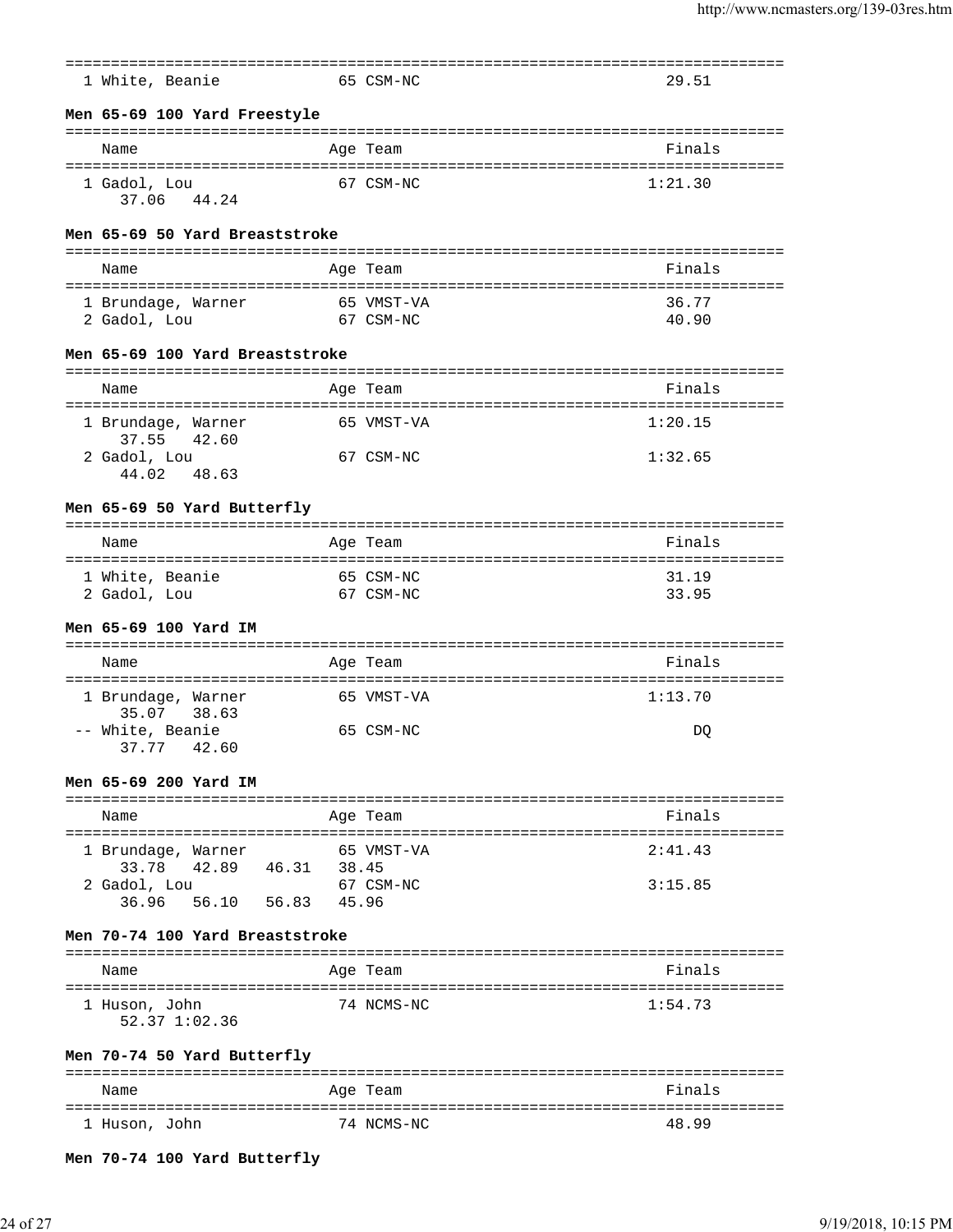| | Name | Age | Team | Finals |
|---|---|---|---|---|
| 1 | White, Beanie | 65 | CSM-NC | 29.51 |

**Men 65-69 100 Yard Freestyle**

| | Name | Age | Team | Finals |
|---|---|---|---|---|
| 1 | Gadol, Lou | 67 | CSM-NC | 1:21.30 |
| | 37.06 44.24 | | | |

**Men 65-69 50 Yard Breaststroke**

| | Name | Age | Team | Finals |
|---|---|---|---|---|
| 1 | Brundage, Warner | 65 | VMST-VA | 36.77 |
| 2 | Gadol, Lou | 67 | CSM-NC | 40.90 |

**Men 65-69 100 Yard Breaststroke**

| | Name | Age | Team | Finals |
|---|---|---|---|---|
| 1 | Brundage, Warner | 65 | VMST-VA | 1:20.15 |
| | 37.55 42.60 | | | |
| 2 | Gadol, Lou | 67 | CSM-NC | 1:32.65 |
| | 44.02 48.63 | | | |

**Men 65-69 50 Yard Butterfly**

| | Name | Age | Team | Finals |
|---|---|---|---|---|
| 1 | White, Beanie | 65 | CSM-NC | 31.19 |
| 2 | Gadol, Lou | 67 | CSM-NC | 33.95 |

**Men 65-69 100 Yard IM**

| | Name | Age | Team | Finals |
|---|---|---|---|---|
| 1 | Brundage, Warner | 65 | VMST-VA | 1:13.70 |
| | 35.07 38.63 | | | |
| -- | White, Beanie | 65 | CSM-NC | DQ |
| | 37.77 42.60 | | | |

**Men 65-69 200 Yard IM**

| | Name | Age | Team | Finals |
|---|---|---|---|---|
| 1 | Brundage, Warner | 65 | VMST-VA | 2:41.43 |
| | 33.78 42.89 46.31 38.45 | | | |
| 2 | Gadol, Lou | 67 | CSM-NC | 3:15.85 |
| | 36.96 56.10 56.83 45.96 | | | |

**Men 70-74 100 Yard Breaststroke**

| | Name | Age | Team | Finals |
|---|---|---|---|---|
| 1 | Huson, John | 74 | NCMS-NC | 1:54.73 |
| | 52.37 1:02.36 | | | |

**Men 70-74 50 Yard Butterfly**

| | Name | Age | Team | Finals |
|---|---|---|---|---|
| 1 | Huson, John | 74 | NCMS-NC | 48.99 |

**Men 70-74 100 Yard Butterfly**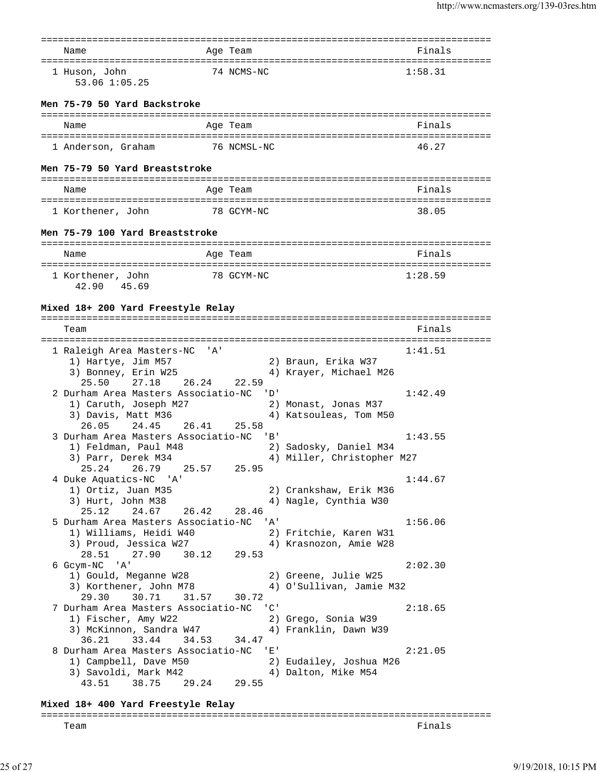| Name | Age | Team | Finals |
|---|---|---|---|
| 1 Huson, John | 74 | NCMS-NC | 1:58.31 |
| 53.06 1:05.25 | | | |

**Men 75-79 50 Yard Backstroke**

| Name | Age | Team | Finals |
|---|---|---|---|
| 1 Anderson, Graham | 76 | NCMSL-NC | 46.27 |

**Men 75-79 50 Yard Breaststroke**

| Name | Age | Team | Finals |
|---|---|---|---|
| 1 Korthener, John | 78 | GCYM-NC | 38.05 |

**Men 75-79 100 Yard Breaststroke**

| Name | Age | Team | Finals |
|---|---|---|---|
| 1 Korthener, John | 78 | GCYM-NC | 1:28.59 |
| 42.90 45.69 | | | |

**Mixed 18+ 200 Yard Freestyle Relay**

| Team | | Finals |
|---|---|---|
| 1 Raleigh Area Masters-NC 'A' | | 1:41.51 |
| 1) Hartye, Jim M57 | 2) Braun, Erika W37 | |
| 3) Bonney, Erin W25 | 4) Krayer, Michael M26 | |
| 25.50 27.18 26.24 22.59 | | |
| 2 Durham Area Masters Associatio-NC 'D' | | 1:42.49 |
| 1) Caruth, Joseph M27 | 2) Monast, Jonas M37 | |
| 3) Davis, Matt M36 | 4) Katsouleas, Tom M50 | |
| 26.05 24.45 26.41 25.58 | | |
| 3 Durham Area Masters Associatio-NC 'B' | | 1:43.55 |
| 1) Feldman, Paul M48 | 2) Sadosky, Daniel M34 | |
| 3) Parr, Derek M34 | 4) Miller, Christopher M27 | |
| 25.24 26.79 25.57 25.95 | | |
| 4 Duke Aquatics-NC 'A' | | 1:44.67 |
| 1) Ortiz, Juan M35 | 2) Crankshaw, Erik M36 | |
| 3) Hurt, John M38 | 4) Nagle, Cynthia W30 | |
| 25.12 24.67 26.42 28.46 | | |
| 5 Durham Area Masters Associatio-NC 'A' | | 1:56.06 |
| 1) Williams, Heidi W40 | 2) Fritchie, Karen W31 | |
| 3) Proud, Jessica W27 | 4) Krasnozon, Amie W28 | |
| 28.51 27.90 30.12 29.53 | | |
| 6 Gcym-NC 'A' | | 2:02.30 |
| 1) Gould, Meganne W28 | 2) Greene, Julie W25 | |
| 3) Korthener, John M78 | 4) O'Sullivan, Jamie M32 | |
| 29.30 30.71 31.57 30.72 | | |
| 7 Durham Area Masters Associatio-NC 'C' | | 2:18.65 |
| 1) Fischer, Amy W22 | 2) Grego, Sonia W39 | |
| 3) McKinnon, Sandra W47 | 4) Franklin, Dawn W39 | |
| 36.21 33.44 34.53 34.47 | | |
| 8 Durham Area Masters Associatio-NC 'E' | | 2:21.05 |
| 1) Campbell, Dave M50 | 2) Eudailey, Joshua M26 | |
| 3) Savoldi, Mark M42 | 4) Dalton, Mike M54 | |
| 43.51 38.75 29.24 29.55 | | |

**Mixed 18+ 400 Yard Freestyle Relay**

| Team | Finals |
|---|---|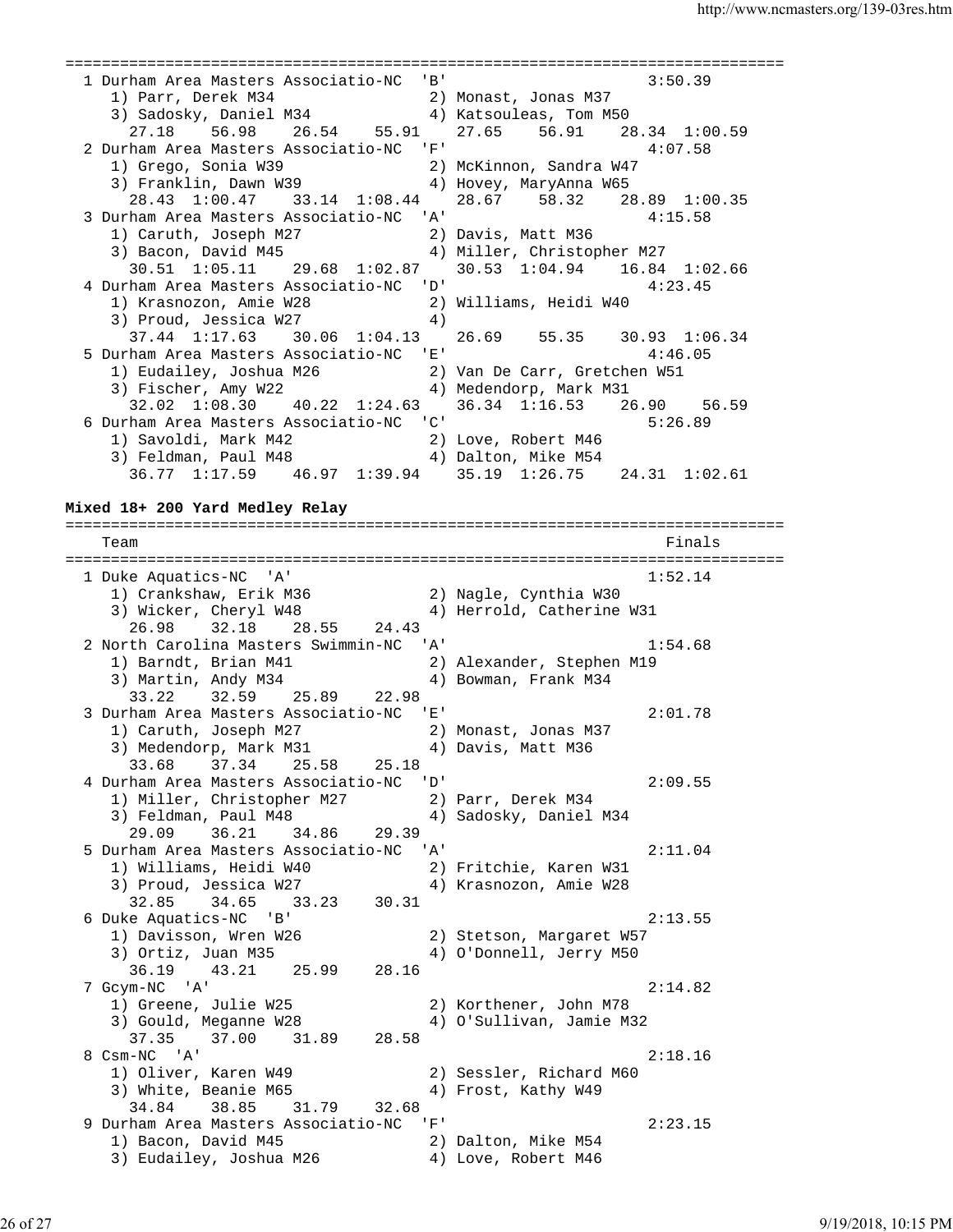```
===============================================================================
  1 Durham Area Masters Associatio-NC  'B'                        3:50.39
     1) Parr, Derek M34                2) Monast, Jonas M37
     3) Sadosky, Daniel M34            4) Katsouleas, Tom M50
       27.18    56.98    26.54    55.91    27.65    56.91    28.34  1:00.59
  2 Durham Area Masters Associatio-NC  'F'                        4:07.58
     1) Grego, Sonia W39               2) McKinnon, Sandra W47
     3) Franklin, Dawn W39             4) Hovey, MaryAnna W65
       28.43  1:00.47    33.14  1:08.44    28.67    58.32    28.89  1:00.35
  3 Durham Area Masters Associatio-NC  'A'                        4:15.58
     1) Caruth, Joseph M27             2) Davis, Matt M36
     3) Bacon, David M45               4) Miller, Christopher M27
       30.51  1:05.11    29.68  1:02.87    30.53  1:04.94    16.84  1:02.66
  4 Durham Area Masters Associatio-NC  'D'                        4:23.45
     1) Krasnozon, Amie W28            2) Williams, Heidi W40
     3) Proud, Jessica W27             4)
       37.44  1:17.63    30.06  1:04.13    26.69    55.35    30.93  1:06.34
  5 Durham Area Masters Associatio-NC  'E'                        4:46.05
     1) Eudailey, Joshua M26           2) Van De Carr, Gretchen W51
     3) Fischer, Amy W22               4) Medendorp, Mark M31
       32.02  1:08.30    40.22  1:24.63    36.34  1:16.53    26.90    56.59
  6 Durham Area Masters Associatio-NC  'C'                        5:26.89
     1) Savoldi, Mark M42              2) Love, Robert M46
     3) Feldman, Paul M48              4) Dalton, Mike M54
       36.77  1:17.59    46.97  1:39.94    35.19  1:26.75    24.31  1:02.61
```

**Mixed 18+ 200 Yard Medley Relay**

```
===============================================================================
    Team                                                          Finals
===============================================================================
  1 Duke Aquatics-NC  'A'                                         1:52.14
     1) Crankshaw, Erik M36             2) Nagle, Cynthia W30
     3) Wicker, Cheryl W48              4) Herrold, Catherine W31
       26.98    32.18    28.55    24.43
  2 North Carolina Masters Swimmin-NC  'A'                        1:54.68
     1) Barndt, Brian M41               2) Alexander, Stephen M19
     3) Martin, Andy M34                4) Bowman, Frank M34
       33.22    32.59    25.89    22.98
  3 Durham Area Masters Associatio-NC  'E'                        2:01.78
     1) Caruth, Joseph M27              2) Monast, Jonas M37
     3) Medendorp, Mark M31             4) Davis, Matt M36
       33.68    37.34    25.58    25.18
  4 Durham Area Masters Associatio-NC  'D'                        2:09.55
     1) Miller, Christopher M27         2) Parr, Derek M34
     3) Feldman, Paul M48               4) Sadosky, Daniel M34
       29.09    36.21    34.86    29.39
  5 Durham Area Masters Associatio-NC  'A'                        2:11.04
     1) Williams, Heidi W40             2) Fritchie, Karen W31
     3) Proud, Jessica W27              4) Krasnozon, Amie W28
       32.85    34.65    33.23    30.31
  6 Duke Aquatics-NC  'B'                                         2:13.55
     1) Davisson, Wren W26              2) Stetson, Margaret W57
     3) Ortiz, Juan M35                 4) O'Donnell, Jerry M50
       36.19    43.21    25.99    28.16
  7 Gcym-NC  'A'                                                  2:14.82
     1) Greene, Julie W25               2) Korthener, John M78
     3) Gould, Meganne W28              4) O'Sullivan, Jamie M32
       37.35    37.00    31.89    28.58
  8 Csm-NC  'A'                                                   2:18.16
     1) Oliver, Karen W49               2) Sessler, Richard M60
     3) White, Beanie M65               4) Frost, Kathy W49
       34.84    38.85    31.79    32.68
  9 Durham Area Masters Associatio-NC  'F'                        2:23.15
     1) Bacon, David M45                2) Dalton, Mike M54
     3) Eudailey, Joshua M26            4) Love, Robert M46
```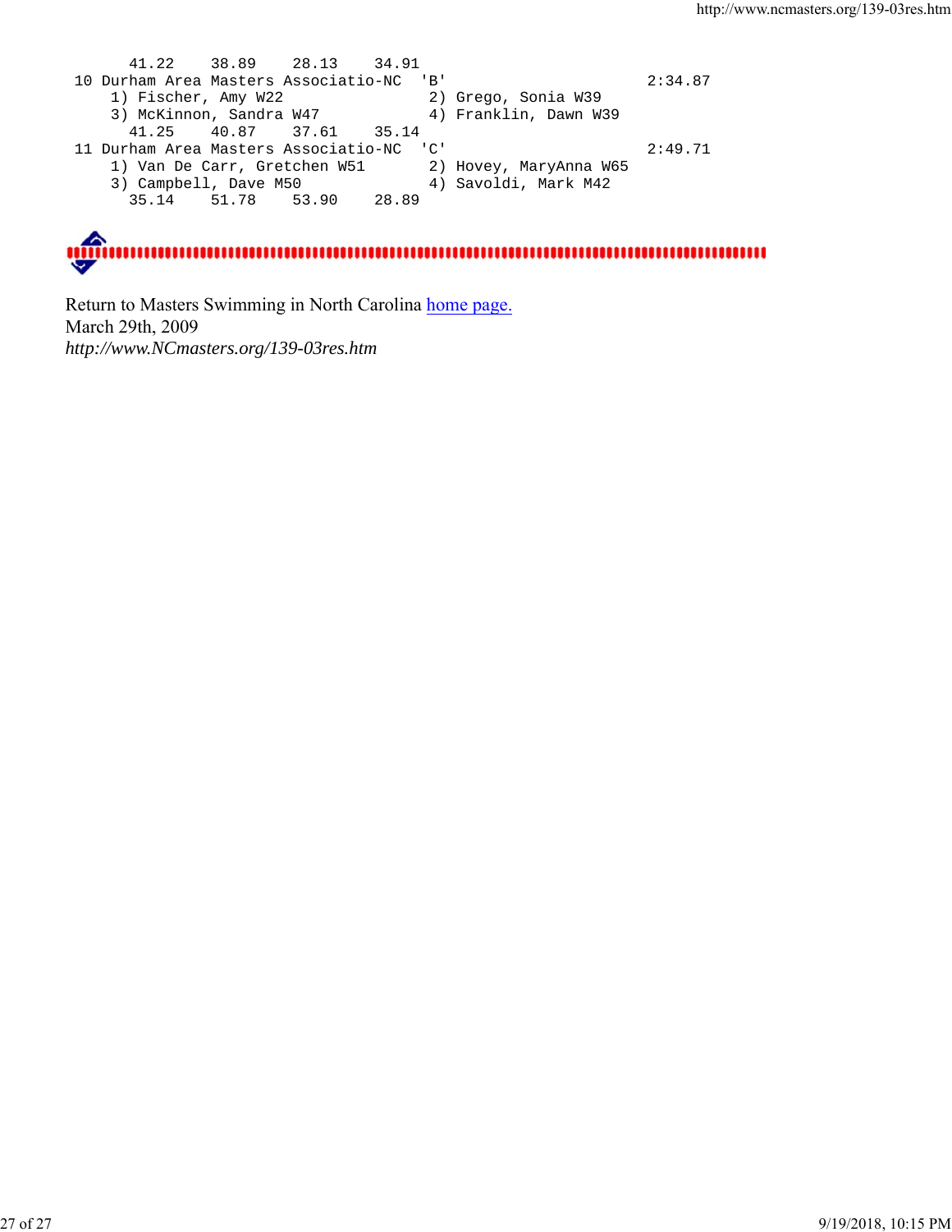```
      41.22    38.89    28.13    34.91
 10 Durham Area Masters Associatio-NC  'B'                        2:34.87
     1) Fischer, Amy W22                2) Grego, Sonia W39
     3) McKinnon, Sandra W47            4) Franklin, Dawn W39
      41.25    40.87    37.61    35.14
 11 Durham Area Masters Associatio-NC  'C'                        2:49.71
     1) Van De Carr, Gretchen W51       2) Hovey, MaryAnna W65
     3) Campbell, Dave M50              4) Savoldi, Mark M42
      35.14    51.78    53.90    28.89
```

Return to Masters Swimming in North Carolina home page.
March 29th, 2009
*http://www.NCmasters.org/139-03res.htm*